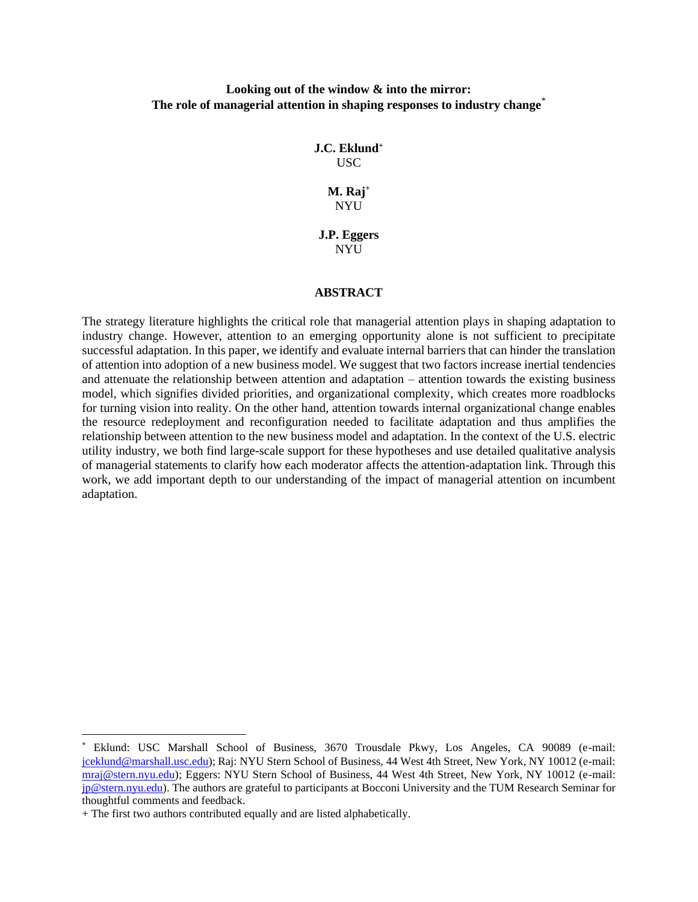**Looking out of the window & into the mirror:**
**The role of managerial attention in shaping responses to industry change**[*]

**J.C. Eklund**[+]
USC

**M. Raj**[+]
NYU

**J.P. Eggers**
NYU

## ABSTRACT

The strategy literature highlights the critical role that managerial attention plays in shaping adaptation to industry change. However, attention to an emerging opportunity alone is not sufficient to precipitate successful adaptation. In this paper, we identify and evaluate internal barriers that can hinder the translation of attention into adoption of a new business model. We suggest that two factors increase inertial tendencies and attenuate the relationship between attention and adaptation – attention towards the existing business model, which signifies divided priorities, and organizational complexity, which creates more roadblocks for turning vision into reality. On the other hand, attention towards internal organizational change enables the resource redeployment and reconfiguration needed to facilitate adaptation and thus amplifies the relationship between attention to the new business model and adaptation. In the context of the U.S. electric utility industry, we both find large-scale support for these hypotheses and use detailed qualitative analysis of managerial statements to clarify how each moderator affects the attention-adaptation link. Through this work, we add important depth to our understanding of the impact of managerial attention on incumbent adaptation.

---

[*] Eklund: USC Marshall School of Business, 3670 Trousdale Pkwy, Los Angeles, CA 90089 (e-mail: jceklund@marshall.usc.edu); Raj: NYU Stern School of Business, 44 West 4th Street, New York, NY 10012 (e-mail: mraj@stern.nyu.edu); Eggers: NYU Stern School of Business, 44 West 4th Street, New York, NY 10012 (e-mail: jp@stern.nyu.edu). The authors are grateful to participants at Bocconi University and the TUM Research Seminar for thoughtful comments and feedback.

+ The first two authors contributed equally and are listed alphabetically.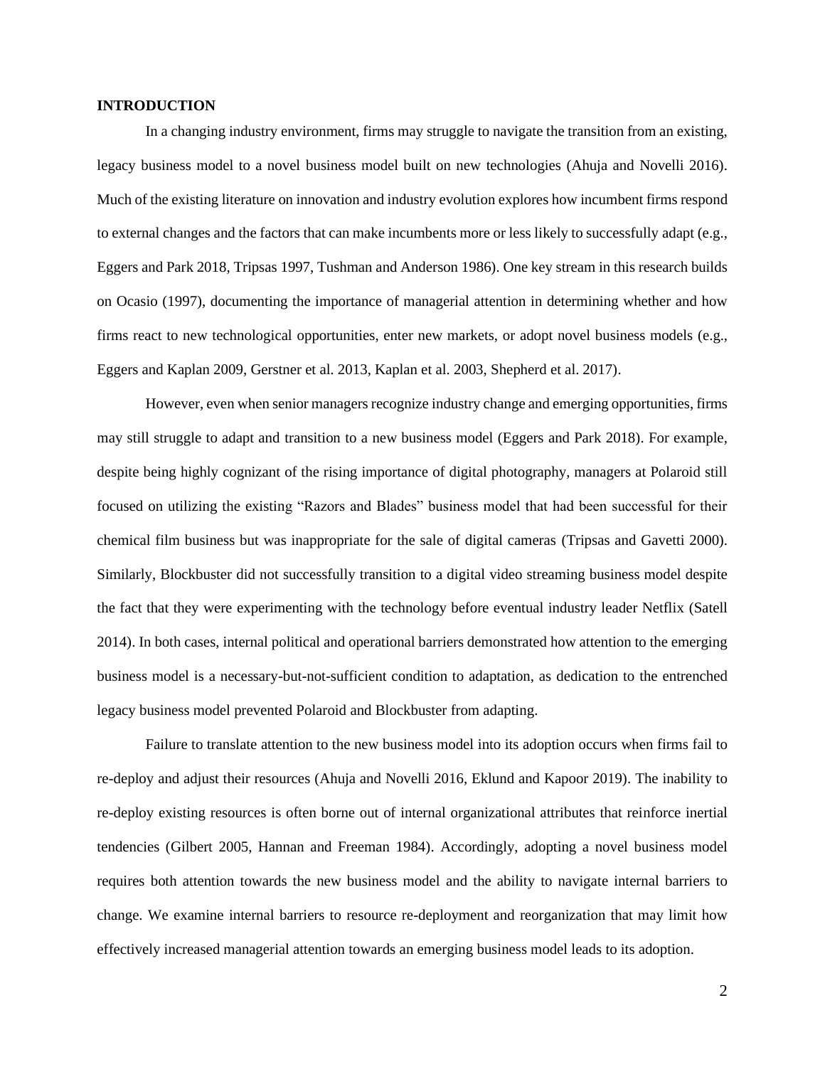## INTRODUCTION

In a changing industry environment, firms may struggle to navigate the transition from an existing, legacy business model to a novel business model built on new technologies (Ahuja and Novelli 2016). Much of the existing literature on innovation and industry evolution explores how incumbent firms respond to external changes and the factors that can make incumbents more or less likely to successfully adapt (e.g., Eggers and Park 2018, Tripsas 1997, Tushman and Anderson 1986). One key stream in this research builds on Ocasio (1997), documenting the importance of managerial attention in determining whether and how firms react to new technological opportunities, enter new markets, or adopt novel business models (e.g., Eggers and Kaplan 2009, Gerstner et al. 2013, Kaplan et al. 2003, Shepherd et al. 2017).

However, even when senior managers recognize industry change and emerging opportunities, firms may still struggle to adapt and transition to a new business model (Eggers and Park 2018). For example, despite being highly cognizant of the rising importance of digital photography, managers at Polaroid still focused on utilizing the existing "Razors and Blades" business model that had been successful for their chemical film business but was inappropriate for the sale of digital cameras (Tripsas and Gavetti 2000). Similarly, Blockbuster did not successfully transition to a digital video streaming business model despite the fact that they were experimenting with the technology before eventual industry leader Netflix (Satell 2014). In both cases, internal political and operational barriers demonstrated how attention to the emerging business model is a necessary-but-not-sufficient condition to adaptation, as dedication to the entrenched legacy business model prevented Polaroid and Blockbuster from adapting.

Failure to translate attention to the new business model into its adoption occurs when firms fail to re-deploy and adjust their resources (Ahuja and Novelli 2016, Eklund and Kapoor 2019). The inability to re-deploy existing resources is often borne out of internal organizational attributes that reinforce inertial tendencies (Gilbert 2005, Hannan and Freeman 1984). Accordingly, adopting a novel business model requires both attention towards the new business model and the ability to navigate internal barriers to change. We examine internal barriers to resource re-deployment and reorganization that may limit how effectively increased managerial attention towards an emerging business model leads to its adoption.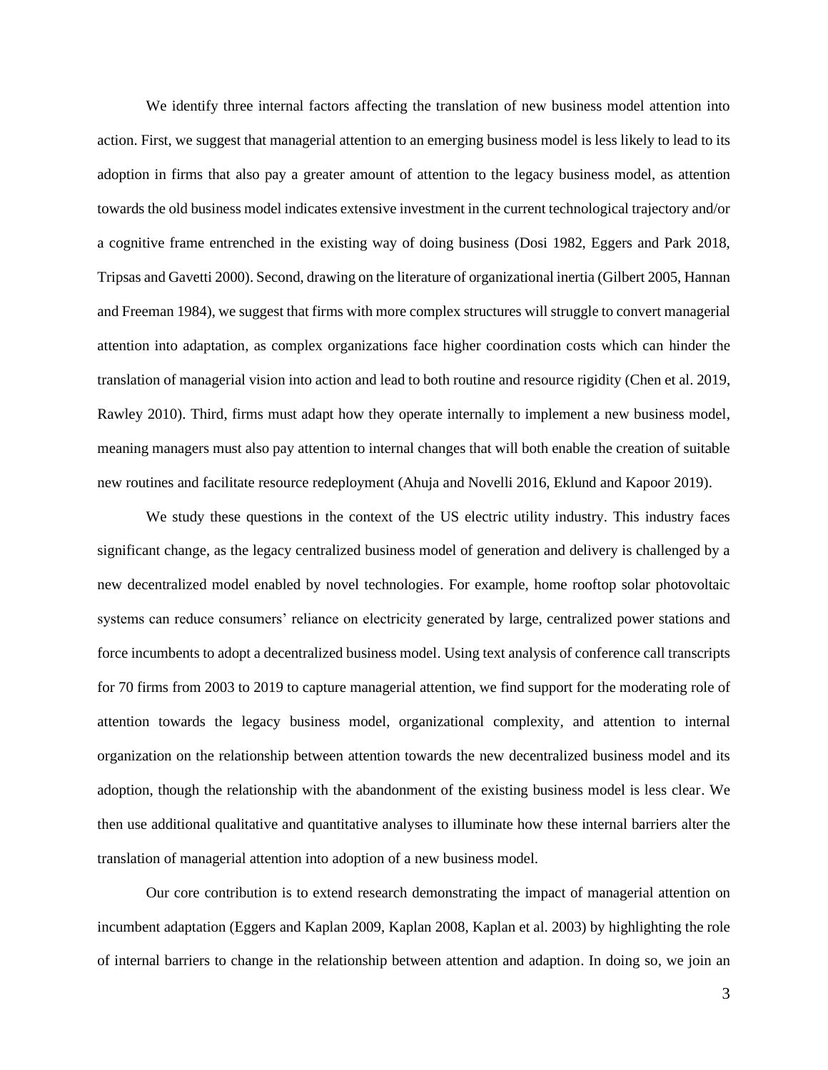We identify three internal factors affecting the translation of new business model attention into action. First, we suggest that managerial attention to an emerging business model is less likely to lead to its adoption in firms that also pay a greater amount of attention to the legacy business model, as attention towards the old business model indicates extensive investment in the current technological trajectory and/or a cognitive frame entrenched in the existing way of doing business (Dosi 1982, Eggers and Park 2018, Tripsas and Gavetti 2000). Second, drawing on the literature of organizational inertia (Gilbert 2005, Hannan and Freeman 1984), we suggest that firms with more complex structures will struggle to convert managerial attention into adaptation, as complex organizations face higher coordination costs which can hinder the translation of managerial vision into action and lead to both routine and resource rigidity (Chen et al. 2019, Rawley 2010). Third, firms must adapt how they operate internally to implement a new business model, meaning managers must also pay attention to internal changes that will both enable the creation of suitable new routines and facilitate resource redeployment (Ahuja and Novelli 2016, Eklund and Kapoor 2019).

We study these questions in the context of the US electric utility industry. This industry faces significant change, as the legacy centralized business model of generation and delivery is challenged by a new decentralized model enabled by novel technologies. For example, home rooftop solar photovoltaic systems can reduce consumers' reliance on electricity generated by large, centralized power stations and force incumbents to adopt a decentralized business model. Using text analysis of conference call transcripts for 70 firms from 2003 to 2019 to capture managerial attention, we find support for the moderating role of attention towards the legacy business model, organizational complexity, and attention to internal organization on the relationship between attention towards the new decentralized business model and its adoption, though the relationship with the abandonment of the existing business model is less clear. We then use additional qualitative and quantitative analyses to illuminate how these internal barriers alter the translation of managerial attention into adoption of a new business model.

Our core contribution is to extend research demonstrating the impact of managerial attention on incumbent adaptation (Eggers and Kaplan 2009, Kaplan 2008, Kaplan et al. 2003) by highlighting the role of internal barriers to change in the relationship between attention and adaption. In doing so, we join an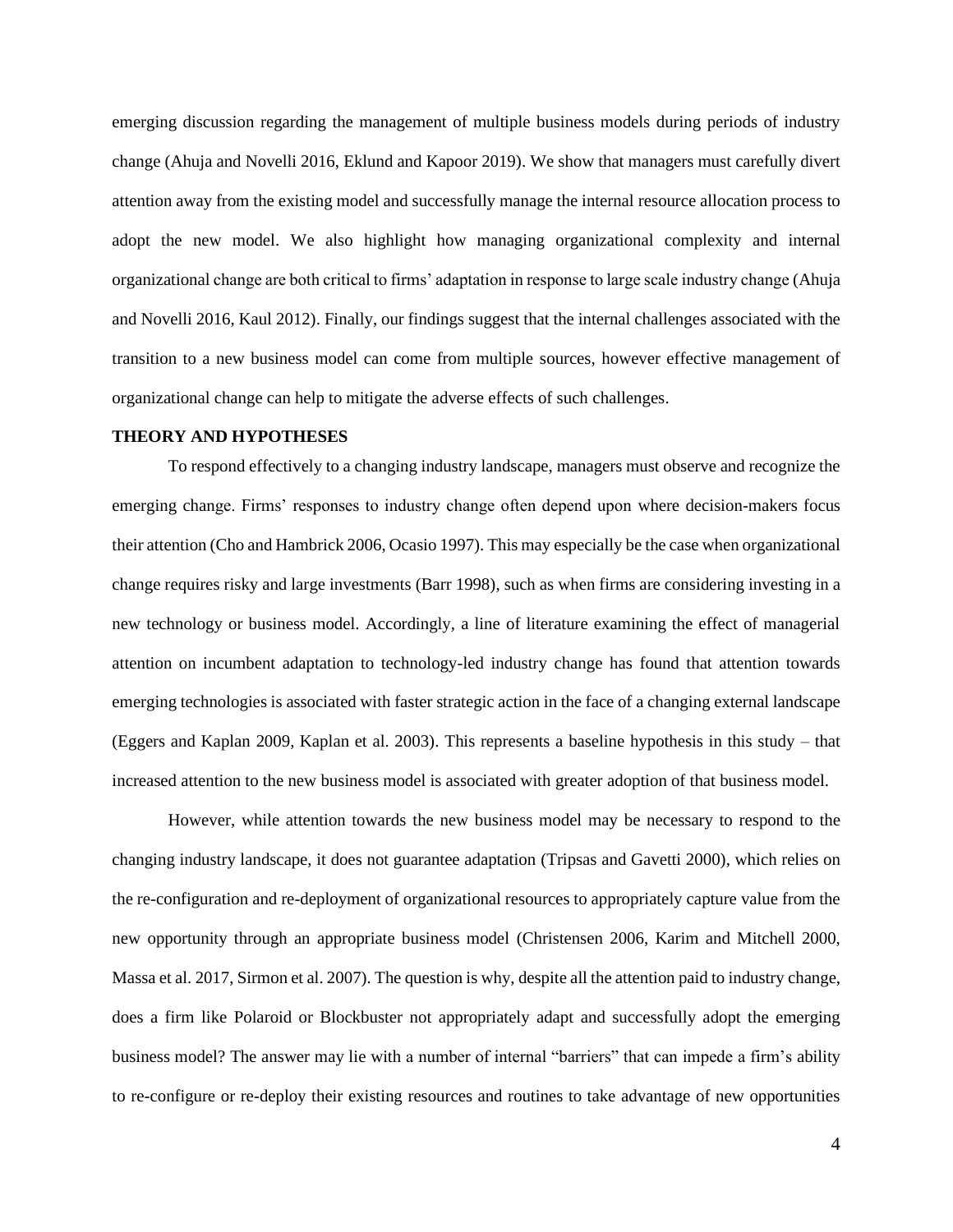emerging discussion regarding the management of multiple business models during periods of industry change (Ahuja and Novelli 2016, Eklund and Kapoor 2019). We show that managers must carefully divert attention away from the existing model and successfully manage the internal resource allocation process to adopt the new model. We also highlight how managing organizational complexity and internal organizational change are both critical to firms' adaptation in response to large scale industry change (Ahuja and Novelli 2016, Kaul 2012). Finally, our findings suggest that the internal challenges associated with the transition to a new business model can come from multiple sources, however effective management of organizational change can help to mitigate the adverse effects of such challenges.

## THEORY AND HYPOTHESES

To respond effectively to a changing industry landscape, managers must observe and recognize the emerging change. Firms' responses to industry change often depend upon where decision-makers focus their attention (Cho and Hambrick 2006, Ocasio 1997). This may especially be the case when organizational change requires risky and large investments (Barr 1998), such as when firms are considering investing in a new technology or business model. Accordingly, a line of literature examining the effect of managerial attention on incumbent adaptation to technology-led industry change has found that attention towards emerging technologies is associated with faster strategic action in the face of a changing external landscape (Eggers and Kaplan 2009, Kaplan et al. 2003). This represents a baseline hypothesis in this study – that increased attention to the new business model is associated with greater adoption of that business model.

However, while attention towards the new business model may be necessary to respond to the changing industry landscape, it does not guarantee adaptation (Tripsas and Gavetti 2000), which relies on the re-configuration and re-deployment of organizational resources to appropriately capture value from the new opportunity through an appropriate business model (Christensen 2006, Karim and Mitchell 2000, Massa et al. 2017, Sirmon et al. 2007). The question is why, despite all the attention paid to industry change, does a firm like Polaroid or Blockbuster not appropriately adapt and successfully adopt the emerging business model? The answer may lie with a number of internal "barriers" that can impede a firm's ability to re-configure or re-deploy their existing resources and routines to take advantage of new opportunities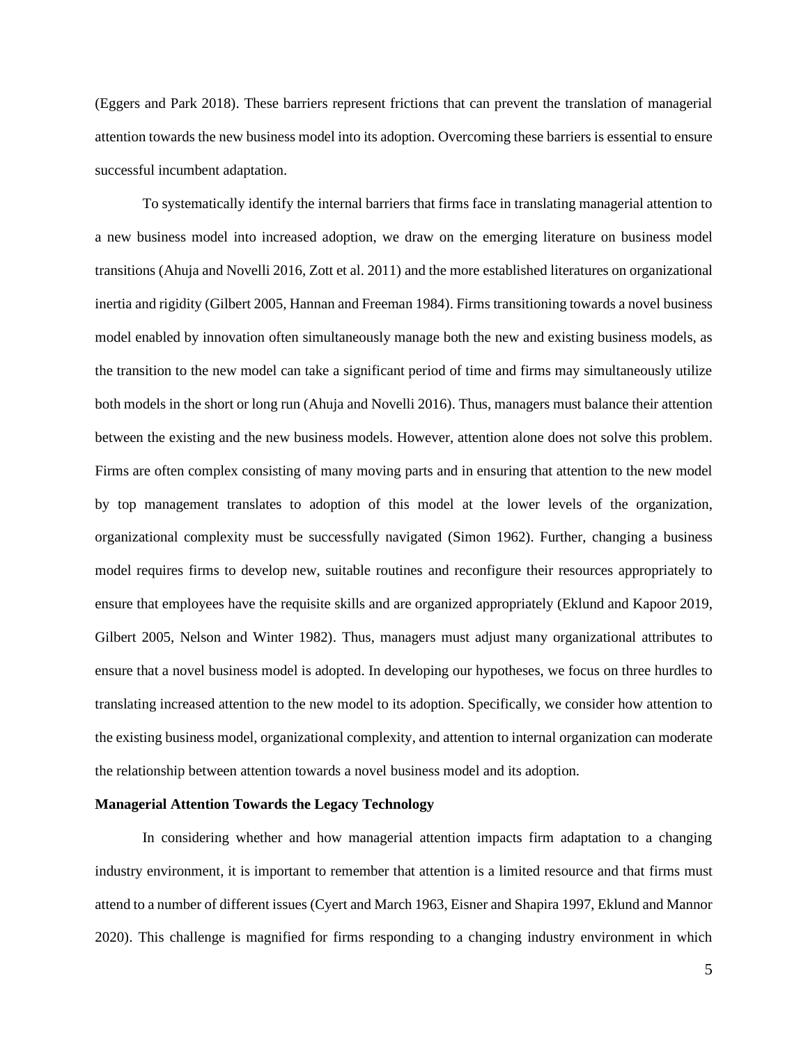(Eggers and Park 2018). These barriers represent frictions that can prevent the translation of managerial attention towards the new business model into its adoption. Overcoming these barriers is essential to ensure successful incumbent adaptation.

To systematically identify the internal barriers that firms face in translating managerial attention to a new business model into increased adoption, we draw on the emerging literature on business model transitions (Ahuja and Novelli 2016, Zott et al. 2011) and the more established literatures on organizational inertia and rigidity (Gilbert 2005, Hannan and Freeman 1984). Firms transitioning towards a novel business model enabled by innovation often simultaneously manage both the new and existing business models, as the transition to the new model can take a significant period of time and firms may simultaneously utilize both models in the short or long run (Ahuja and Novelli 2016). Thus, managers must balance their attention between the existing and the new business models. However, attention alone does not solve this problem. Firms are often complex consisting of many moving parts and in ensuring that attention to the new model by top management translates to adoption of this model at the lower levels of the organization, organizational complexity must be successfully navigated (Simon 1962). Further, changing a business model requires firms to develop new, suitable routines and reconfigure their resources appropriately to ensure that employees have the requisite skills and are organized appropriately (Eklund and Kapoor 2019, Gilbert 2005, Nelson and Winter 1982). Thus, managers must adjust many organizational attributes to ensure that a novel business model is adopted. In developing our hypotheses, we focus on three hurdles to translating increased attention to the new model to its adoption. Specifically, we consider how attention to the existing business model, organizational complexity, and attention to internal organization can moderate the relationship between attention towards a novel business model and its adoption.

**Managerial Attention Towards the Legacy Technology**

In considering whether and how managerial attention impacts firm adaptation to a changing industry environment, it is important to remember that attention is a limited resource and that firms must attend to a number of different issues (Cyert and March 1963, Eisner and Shapira 1997, Eklund and Mannor 2020). This challenge is magnified for firms responding to a changing industry environment in which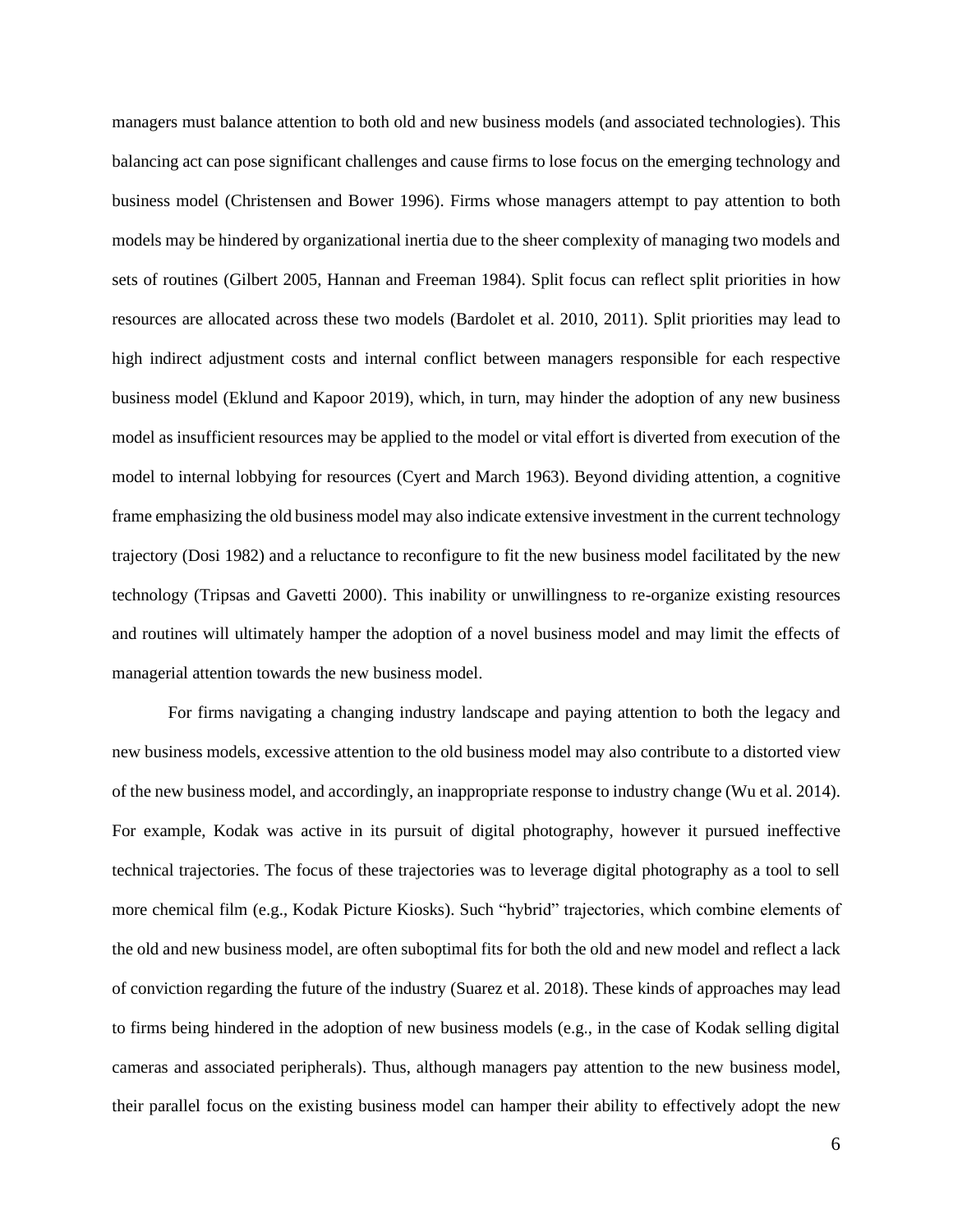managers must balance attention to both old and new business models (and associated technologies). This balancing act can pose significant challenges and cause firms to lose focus on the emerging technology and business model (Christensen and Bower 1996). Firms whose managers attempt to pay attention to both models may be hindered by organizational inertia due to the sheer complexity of managing two models and sets of routines (Gilbert 2005, Hannan and Freeman 1984). Split focus can reflect split priorities in how resources are allocated across these two models (Bardolet et al. 2010, 2011). Split priorities may lead to high indirect adjustment costs and internal conflict between managers responsible for each respective business model (Eklund and Kapoor 2019), which, in turn, may hinder the adoption of any new business model as insufficient resources may be applied to the model or vital effort is diverted from execution of the model to internal lobbying for resources (Cyert and March 1963). Beyond dividing attention, a cognitive frame emphasizing the old business model may also indicate extensive investment in the current technology trajectory (Dosi 1982) and a reluctance to reconfigure to fit the new business model facilitated by the new technology (Tripsas and Gavetti 2000). This inability or unwillingness to re-organize existing resources and routines will ultimately hamper the adoption of a novel business model and may limit the effects of managerial attention towards the new business model.

For firms navigating a changing industry landscape and paying attention to both the legacy and new business models, excessive attention to the old business model may also contribute to a distorted view of the new business model, and accordingly, an inappropriate response to industry change (Wu et al. 2014). For example, Kodak was active in its pursuit of digital photography, however it pursued ineffective technical trajectories. The focus of these trajectories was to leverage digital photography as a tool to sell more chemical film (e.g., Kodak Picture Kiosks). Such "hybrid" trajectories, which combine elements of the old and new business model, are often suboptimal fits for both the old and new model and reflect a lack of conviction regarding the future of the industry (Suarez et al. 2018). These kinds of approaches may lead to firms being hindered in the adoption of new business models (e.g., in the case of Kodak selling digital cameras and associated peripherals). Thus, although managers pay attention to the new business model, their parallel focus on the existing business model can hamper their ability to effectively adopt the new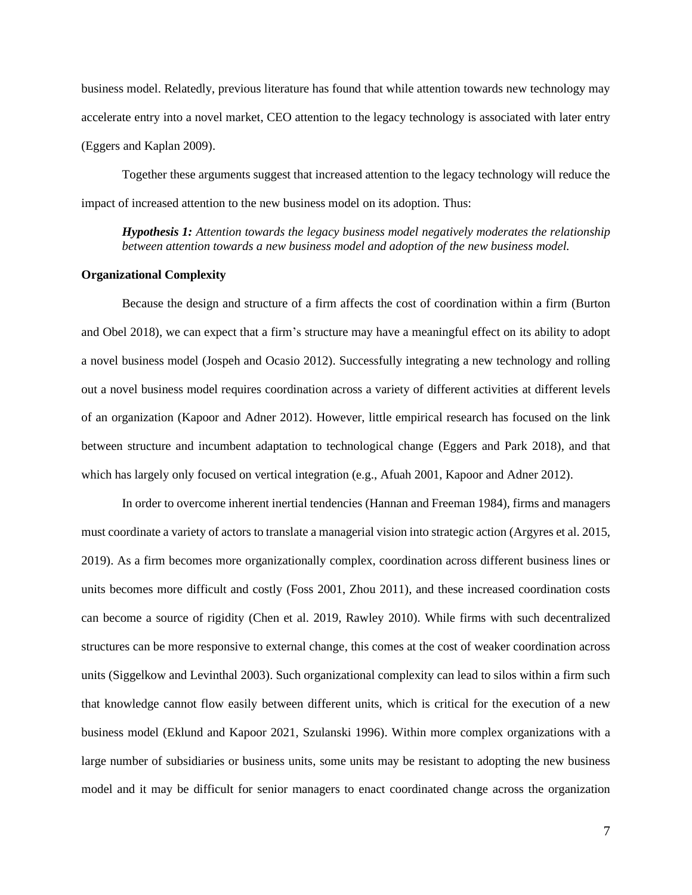business model. Relatedly, previous literature has found that while attention towards new technology may accelerate entry into a novel market, CEO attention to the legacy technology is associated with later entry (Eggers and Kaplan 2009).

Together these arguments suggest that increased attention to the legacy technology will reduce the impact of increased attention to the new business model on its adoption. Thus:

> ***Hypothesis 1:*** *Attention towards the legacy business model negatively moderates the relationship between attention towards a new business model and adoption of the new business model.*

**Organizational Complexity**

Because the design and structure of a firm affects the cost of coordination within a firm (Burton and Obel 2018), we can expect that a firm's structure may have a meaningful effect on its ability to adopt a novel business model (Jospeh and Ocasio 2012). Successfully integrating a new technology and rolling out a novel business model requires coordination across a variety of different activities at different levels of an organization (Kapoor and Adner 2012). However, little empirical research has focused on the link between structure and incumbent adaptation to technological change (Eggers and Park 2018), and that which has largely only focused on vertical integration (e.g., Afuah 2001, Kapoor and Adner 2012).

In order to overcome inherent inertial tendencies (Hannan and Freeman 1984), firms and managers must coordinate a variety of actors to translate a managerial vision into strategic action (Argyres et al. 2015, 2019). As a firm becomes more organizationally complex, coordination across different business lines or units becomes more difficult and costly (Foss 2001, Zhou 2011), and these increased coordination costs can become a source of rigidity (Chen et al. 2019, Rawley 2010). While firms with such decentralized structures can be more responsive to external change, this comes at the cost of weaker coordination across units (Siggelkow and Levinthal 2003). Such organizational complexity can lead to silos within a firm such that knowledge cannot flow easily between different units, which is critical for the execution of a new business model (Eklund and Kapoor 2021, Szulanski 1996). Within more complex organizations with a large number of subsidiaries or business units, some units may be resistant to adopting the new business model and it may be difficult for senior managers to enact coordinated change across the organization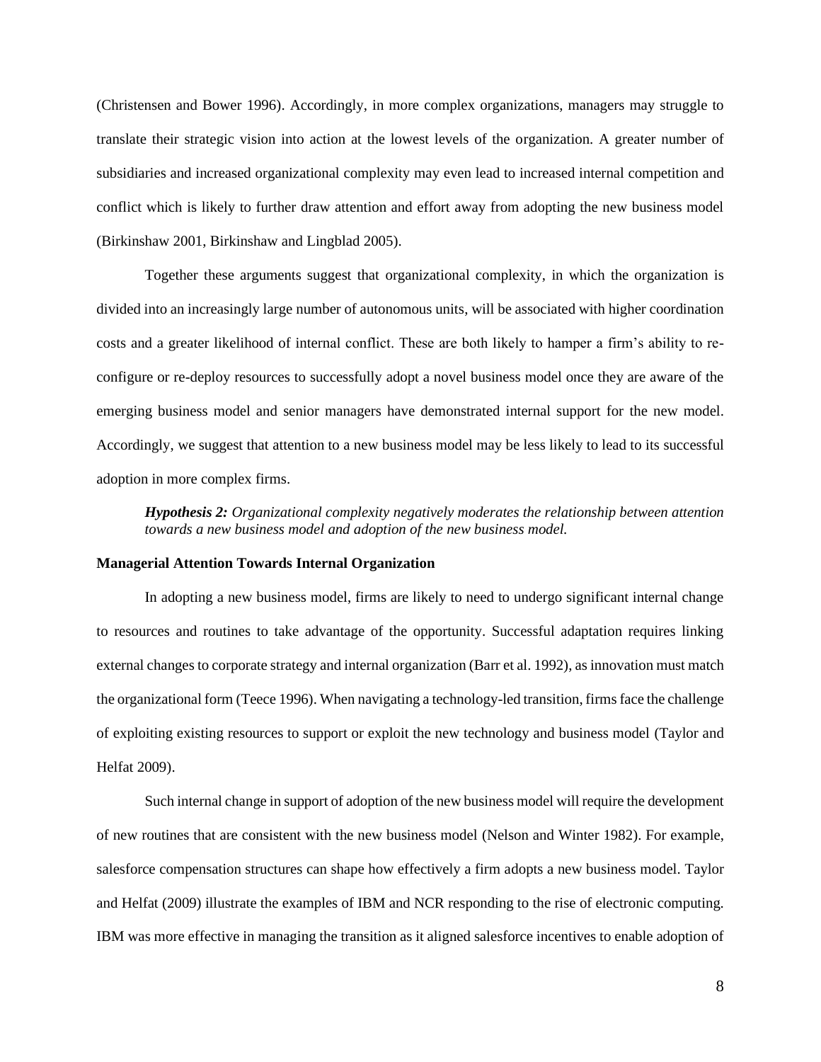(Christensen and Bower 1996). Accordingly, in more complex organizations, managers may struggle to translate their strategic vision into action at the lowest levels of the organization. A greater number of subsidiaries and increased organizational complexity may even lead to increased internal competition and conflict which is likely to further draw attention and effort away from adopting the new business model (Birkinshaw 2001, Birkinshaw and Lingblad 2005).

Together these arguments suggest that organizational complexity, in which the organization is divided into an increasingly large number of autonomous units, will be associated with higher coordination costs and a greater likelihood of internal conflict. These are both likely to hamper a firm's ability to re-configure or re-deploy resources to successfully adopt a novel business model once they are aware of the emerging business model and senior managers have demonstrated internal support for the new model. Accordingly, we suggest that attention to a new business model may be less likely to lead to its successful adoption in more complex firms.

> ***Hypothesis 2:*** *Organizational complexity negatively moderates the relationship between attention towards a new business model and adoption of the new business model.*

**Managerial Attention Towards Internal Organization**

In adopting a new business model, firms are likely to need to undergo significant internal change to resources and routines to take advantage of the opportunity. Successful adaptation requires linking external changes to corporate strategy and internal organization (Barr et al. 1992), as innovation must match the organizational form (Teece 1996). When navigating a technology-led transition, firms face the challenge of exploiting existing resources to support or exploit the new technology and business model (Taylor and Helfat 2009).

Such internal change in support of adoption of the new business model will require the development of new routines that are consistent with the new business model (Nelson and Winter 1982). For example, salesforce compensation structures can shape how effectively a firm adopts a new business model. Taylor and Helfat (2009) illustrate the examples of IBM and NCR responding to the rise of electronic computing. IBM was more effective in managing the transition as it aligned salesforce incentives to enable adoption of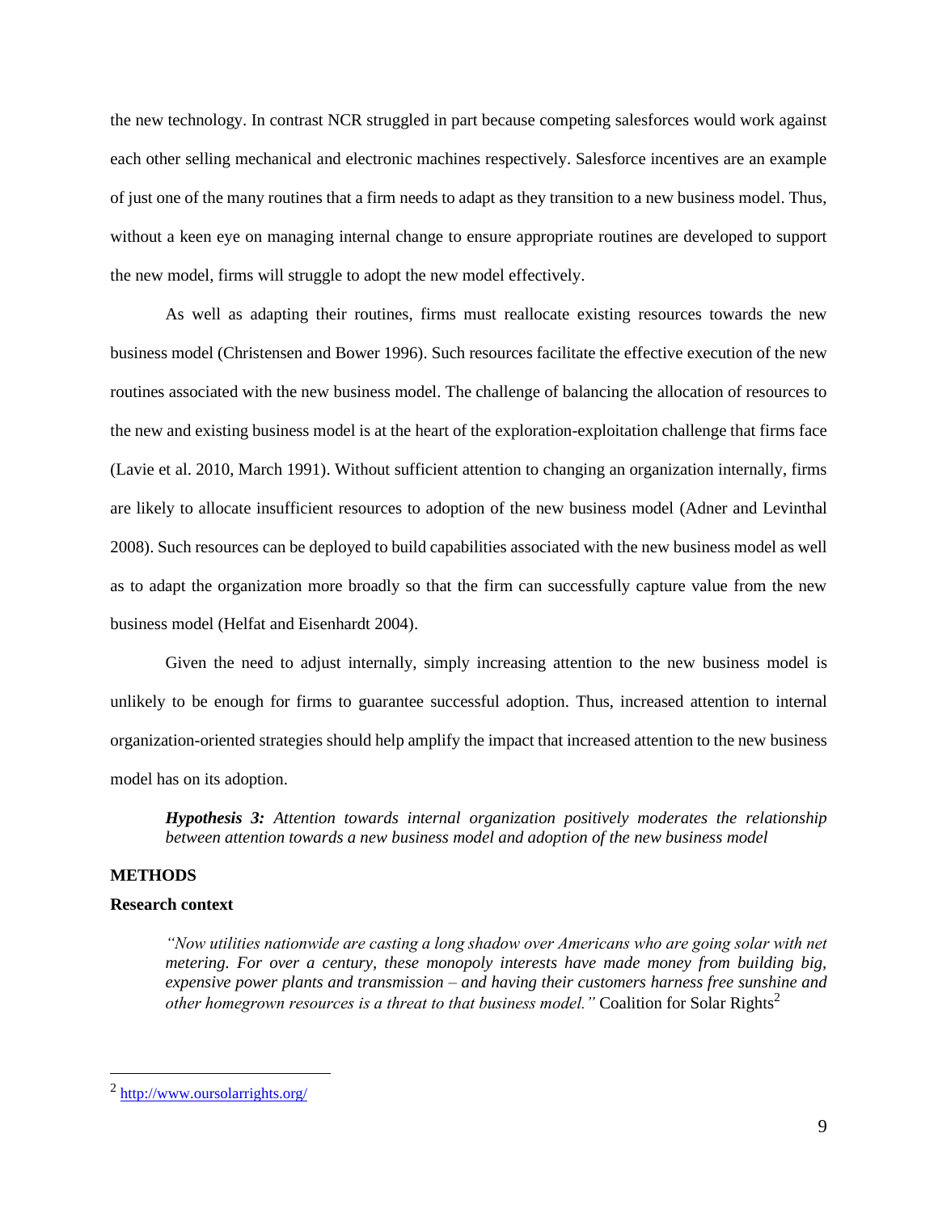the new technology. In contrast NCR struggled in part because competing salesforces would work against each other selling mechanical and electronic machines respectively. Salesforce incentives are an example of just one of the many routines that a firm needs to adapt as they transition to a new business model. Thus, without a keen eye on managing internal change to ensure appropriate routines are developed to support the new model, firms will struggle to adopt the new model effectively.

As well as adapting their routines, firms must reallocate existing resources towards the new business model (Christensen and Bower 1996). Such resources facilitate the effective execution of the new routines associated with the new business model. The challenge of balancing the allocation of resources to the new and existing business model is at the heart of the exploration-exploitation challenge that firms face (Lavie et al. 2010, March 1991). Without sufficient attention to changing an organization internally, firms are likely to allocate insufficient resources to adoption of the new business model (Adner and Levinthal 2008). Such resources can be deployed to build capabilities associated with the new business model as well as to adapt the organization more broadly so that the firm can successfully capture value from the new business model (Helfat and Eisenhardt 2004).

Given the need to adjust internally, simply increasing attention to the new business model is unlikely to be enough for firms to guarantee successful adoption. Thus, increased attention to internal organization-oriented strategies should help amplify the impact that increased attention to the new business model has on its adoption.

> ***Hypothesis 3:*** *Attention towards internal organization positively moderates the relationship between attention towards a new business model and adoption of the new business model*

## METHODS

### Research context

> *"Now utilities nationwide are casting a long shadow over Americans who are going solar with net metering. For over a century, these monopoly interests have made money from building big, expensive power plants and transmission – and having their customers harness free sunshine and other homegrown resources is a threat to that business model."* Coalition for Solar Rights[2]

[2] http://www.oursolarrights.org/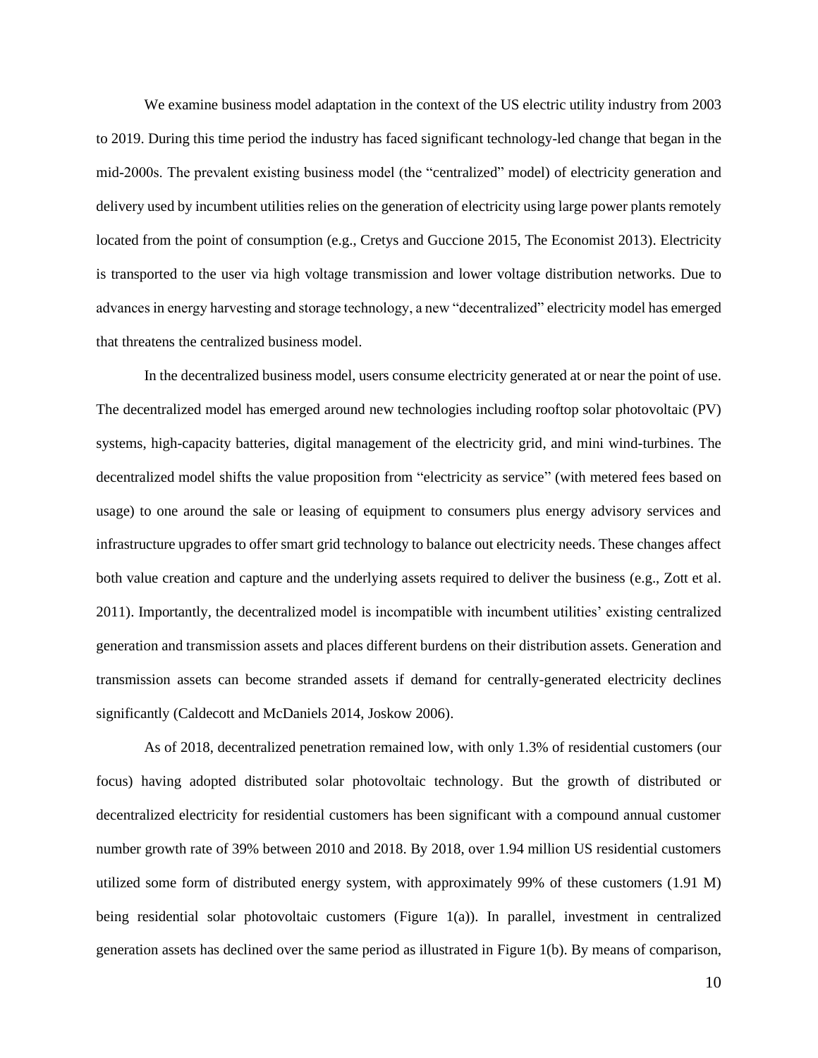We examine business model adaptation in the context of the US electric utility industry from 2003 to 2019. During this time period the industry has faced significant technology-led change that began in the mid-2000s. The prevalent existing business model (the "centralized" model) of electricity generation and delivery used by incumbent utilities relies on the generation of electricity using large power plants remotely located from the point of consumption (e.g., Cretys and Guccione 2015, The Economist 2013). Electricity is transported to the user via high voltage transmission and lower voltage distribution networks. Due to advances in energy harvesting and storage technology, a new "decentralized" electricity model has emerged that threatens the centralized business model.

In the decentralized business model, users consume electricity generated at or near the point of use. The decentralized model has emerged around new technologies including rooftop solar photovoltaic (PV) systems, high-capacity batteries, digital management of the electricity grid, and mini wind-turbines. The decentralized model shifts the value proposition from "electricity as service" (with metered fees based on usage) to one around the sale or leasing of equipment to consumers plus energy advisory services and infrastructure upgrades to offer smart grid technology to balance out electricity needs. These changes affect both value creation and capture and the underlying assets required to deliver the business (e.g., Zott et al. 2011). Importantly, the decentralized model is incompatible with incumbent utilities' existing centralized generation and transmission assets and places different burdens on their distribution assets. Generation and transmission assets can become stranded assets if demand for centrally-generated electricity declines significantly (Caldecott and McDaniels 2014, Joskow 2006).

As of 2018, decentralized penetration remained low, with only 1.3% of residential customers (our focus) having adopted distributed solar photovoltaic technology. But the growth of distributed or decentralized electricity for residential customers has been significant with a compound annual customer number growth rate of 39% between 2010 and 2018. By 2018, over 1.94 million US residential customers utilized some form of distributed energy system, with approximately 99% of these customers (1.91 M) being residential solar photovoltaic customers (Figure 1(a)). In parallel, investment in centralized generation assets has declined over the same period as illustrated in Figure 1(b). By means of comparison,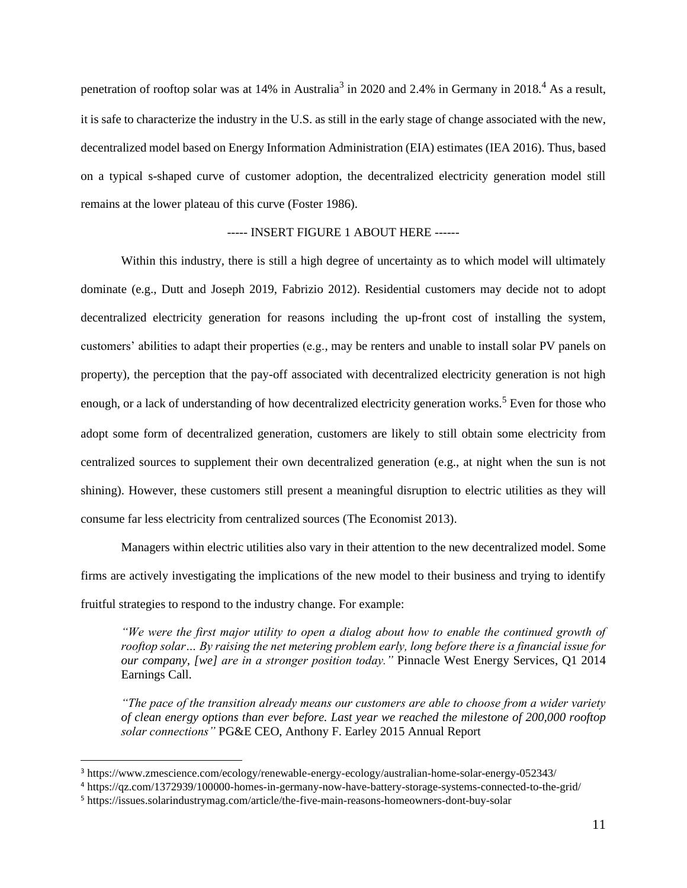penetration of rooftop solar was at 14% in Australia[3] in 2020 and 2.4% in Germany in 2018.[4] As a result, it is safe to characterize the industry in the U.S. as still in the early stage of change associated with the new, decentralized model based on Energy Information Administration (EIA) estimates (IEA 2016). Thus, based on a typical s-shaped curve of customer adoption, the decentralized electricity generation model still remains at the lower plateau of this curve (Foster 1986).

----- INSERT FIGURE 1 ABOUT HERE ------

Within this industry, there is still a high degree of uncertainty as to which model will ultimately dominate (e.g., Dutt and Joseph 2019, Fabrizio 2012). Residential customers may decide not to adopt decentralized electricity generation for reasons including the up-front cost of installing the system, customers' abilities to adapt their properties (e.g., may be renters and unable to install solar PV panels on property), the perception that the pay-off associated with decentralized electricity generation is not high enough, or a lack of understanding of how decentralized electricity generation works.[5] Even for those who adopt some form of decentralized generation, customers are likely to still obtain some electricity from centralized sources to supplement their own decentralized generation (e.g., at night when the sun is not shining). However, these customers still present a meaningful disruption to electric utilities as they will consume far less electricity from centralized sources (The Economist 2013).

Managers within electric utilities also vary in their attention to the new decentralized model. Some firms are actively investigating the implications of the new model to their business and trying to identify fruitful strategies to respond to the industry change. For example:

> *"We were the first major utility to open a dialog about how to enable the continued growth of rooftop solar… By raising the net metering problem early, long before there is a financial issue for our company, [we] are in a stronger position today."* Pinnacle West Energy Services, Q1 2014 Earnings Call.

> *"The pace of the transition already means our customers are able to choose from a wider variety of clean energy options than ever before. Last year we reached the milestone of 200,000 rooftop solar connections"* PG&E CEO, Anthony F. Earley 2015 Annual Report

---

[3] https://www.zmescience.com/ecology/renewable-energy-ecology/australian-home-solar-energy-052343/

[4] https://qz.com/1372939/100000-homes-in-germany-now-have-battery-storage-systems-connected-to-the-grid/

[5] https://issues.solarindustrymag.com/article/the-five-main-reasons-homeowners-dont-buy-solar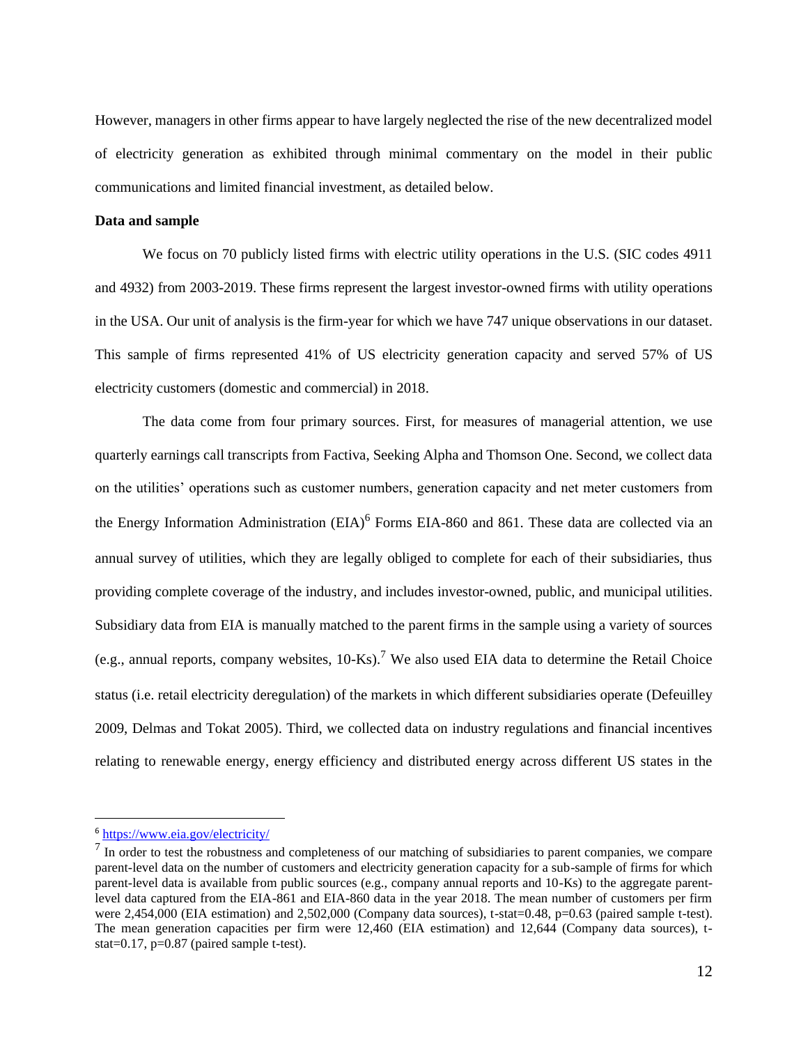However, managers in other firms appear to have largely neglected the rise of the new decentralized model of electricity generation as exhibited through minimal commentary on the model in their public communications and limited financial investment, as detailed below.

**Data and sample**

We focus on 70 publicly listed firms with electric utility operations in the U.S. (SIC codes 4911 and 4932) from 2003-2019. These firms represent the largest investor-owned firms with utility operations in the USA. Our unit of analysis is the firm-year for which we have 747 unique observations in our dataset. This sample of firms represented 41% of US electricity generation capacity and served 57% of US electricity customers (domestic and commercial) in 2018.

The data come from four primary sources. First, for measures of managerial attention, we use quarterly earnings call transcripts from Factiva, Seeking Alpha and Thomson One. Second, we collect data on the utilities' operations such as customer numbers, generation capacity and net meter customers from the Energy Information Administration (EIA)[6] Forms EIA-860 and 861. These data are collected via an annual survey of utilities, which they are legally obliged to complete for each of their subsidiaries, thus providing complete coverage of the industry, and includes investor-owned, public, and municipal utilities. Subsidiary data from EIA is manually matched to the parent firms in the sample using a variety of sources (e.g., annual reports, company websites, 10-Ks).[7] We also used EIA data to determine the Retail Choice status (i.e. retail electricity deregulation) of the markets in which different subsidiaries operate (Defeuilley 2009, Delmas and Tokat 2005). Third, we collected data on industry regulations and financial incentives relating to renewable energy, energy efficiency and distributed energy across different US states in the

[6] https://www.eia.gov/electricity/

[7] In order to test the robustness and completeness of our matching of subsidiaries to parent companies, we compare parent-level data on the number of customers and electricity generation capacity for a sub-sample of firms for which parent-level data is available from public sources (e.g., company annual reports and 10-Ks) to the aggregate parent-level data captured from the EIA-861 and EIA-860 data in the year 2018. The mean number of customers per firm were 2,454,000 (EIA estimation) and 2,502,000 (Company data sources), t-stat=0.48, p=0.63 (paired sample t-test). The mean generation capacities per firm were 12,460 (EIA estimation) and 12,644 (Company data sources), t-stat=0.17, p=0.87 (paired sample t-test).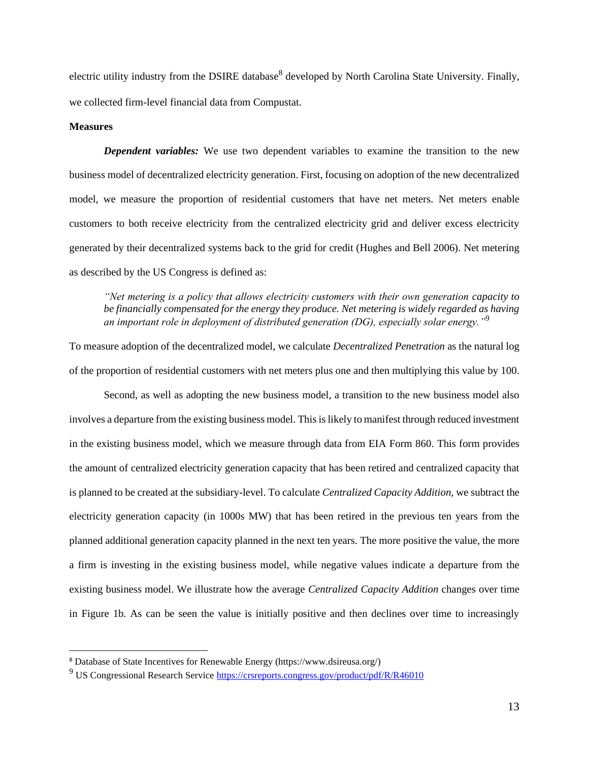electric utility industry from the DSIRE database[8] developed by North Carolina State University. Finally, we collected firm-level financial data from Compustat.

**Measures**

***Dependent variables:*** We use two dependent variables to examine the transition to the new business model of decentralized electricity generation. First, focusing on adoption of the new decentralized model, we measure the proportion of residential customers that have net meters. Net meters enable customers to both receive electricity from the centralized electricity grid and deliver excess electricity generated by their decentralized systems back to the grid for credit (Hughes and Bell 2006). Net metering as described by the US Congress is defined as:

> *"Net metering is a policy that allows electricity customers with their own generation capacity to be financially compensated for the energy they produce. Net metering is widely regarded as having an important role in deployment of distributed generation (DG), especially solar energy."*[9]

To measure adoption of the decentralized model, we calculate *Decentralized Penetration* as the natural log of the proportion of residential customers with net meters plus one and then multiplying this value by 100.

Second, as well as adopting the new business model, a transition to the new business model also involves a departure from the existing business model. This is likely to manifest through reduced investment in the existing business model, which we measure through data from EIA Form 860. This form provides the amount of centralized electricity generation capacity that has been retired and centralized capacity that is planned to be created at the subsidiary-level. To calculate *Centralized Capacity Addition*, we subtract the electricity generation capacity (in 1000s MW) that has been retired in the previous ten years from the planned additional generation capacity planned in the next ten years. The more positive the value, the more a firm is investing in the existing business model, while negative values indicate a departure from the existing business model. We illustrate how the average *Centralized Capacity Addition* changes over time in Figure 1b. As can be seen the value is initially positive and then declines over time to increasingly

---

[8] Database of State Incentives for Renewable Energy (https://www.dsireusa.org/)

[9] US Congressional Research Service https://crsreports.congress.gov/product/pdf/R/R46010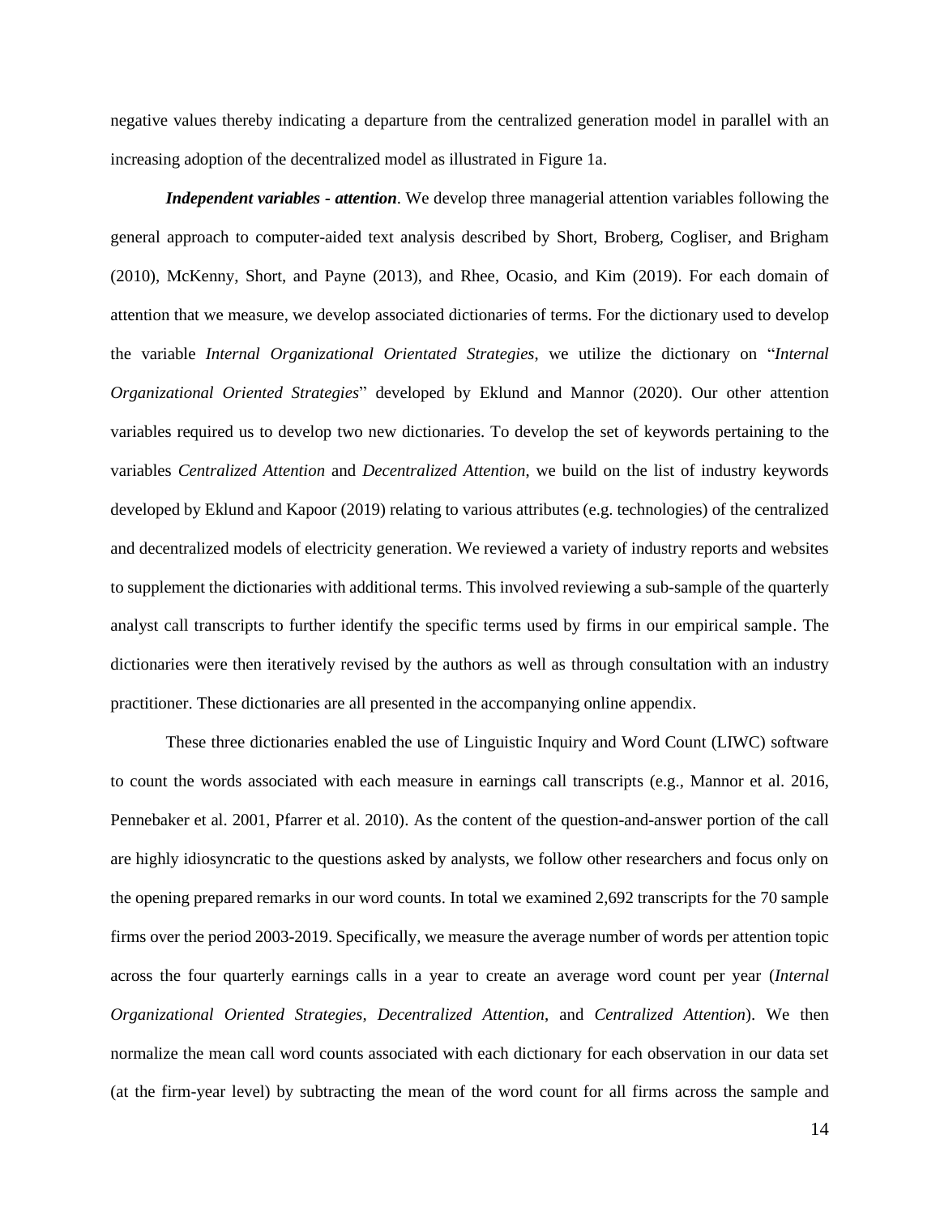negative values thereby indicating a departure from the centralized generation model in parallel with an increasing adoption of the decentralized model as illustrated in Figure 1a.

***Independent variables - attention***. We develop three managerial attention variables following the general approach to computer-aided text analysis described by Short, Broberg, Cogliser, and Brigham (2010), McKenny, Short, and Payne (2013), and Rhee, Ocasio, and Kim (2019). For each domain of attention that we measure, we develop associated dictionaries of terms. For the dictionary used to develop the variable *Internal Organizational Orientated Strategies*, we utilize the dictionary on "*Internal Organizational Oriented Strategies*" developed by Eklund and Mannor (2020). Our other attention variables required us to develop two new dictionaries. To develop the set of keywords pertaining to the variables *Centralized Attention* and *Decentralized Attention*, we build on the list of industry keywords developed by Eklund and Kapoor (2019) relating to various attributes (e.g. technologies) of the centralized and decentralized models of electricity generation. We reviewed a variety of industry reports and websites to supplement the dictionaries with additional terms. This involved reviewing a sub-sample of the quarterly analyst call transcripts to further identify the specific terms used by firms in our empirical sample. The dictionaries were then iteratively revised by the authors as well as through consultation with an industry practitioner. These dictionaries are all presented in the accompanying online appendix.

These three dictionaries enabled the use of Linguistic Inquiry and Word Count (LIWC) software to count the words associated with each measure in earnings call transcripts (e.g., Mannor et al. 2016, Pennebaker et al. 2001, Pfarrer et al. 2010). As the content of the question-and-answer portion of the call are highly idiosyncratic to the questions asked by analysts, we follow other researchers and focus only on the opening prepared remarks in our word counts. In total we examined 2,692 transcripts for the 70 sample firms over the period 2003-2019. Specifically, we measure the average number of words per attention topic across the four quarterly earnings calls in a year to create an average word count per year (*Internal Organizational Oriented Strategies*, *Decentralized Attention*, and *Centralized Attention*). We then normalize the mean call word counts associated with each dictionary for each observation in our data set (at the firm-year level) by subtracting the mean of the word count for all firms across the sample and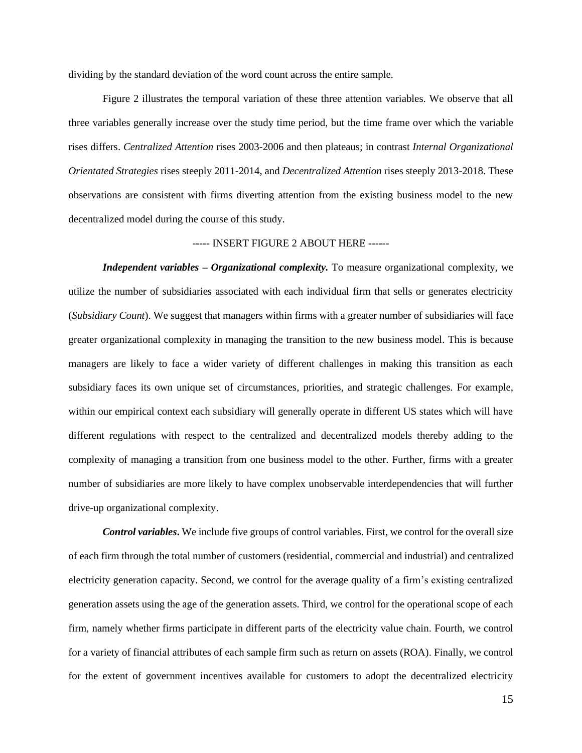dividing by the standard deviation of the word count across the entire sample.

Figure 2 illustrates the temporal variation of these three attention variables. We observe that all three variables generally increase over the study time period, but the time frame over which the variable rises differs. *Centralized Attention* rises 2003-2006 and then plateaus; in contrast *Internal Organizational Orientated Strategies* rises steeply 2011-2014, and *Decentralized Attention* rises steeply 2013-2018. These observations are consistent with firms diverting attention from the existing business model to the new decentralized model during the course of this study.

----- INSERT FIGURE 2 ABOUT HERE ------

***Independent variables – Organizational complexity.*** To measure organizational complexity, we utilize the number of subsidiaries associated with each individual firm that sells or generates electricity (*Subsidiary Count*). We suggest that managers within firms with a greater number of subsidiaries will face greater organizational complexity in managing the transition to the new business model. This is because managers are likely to face a wider variety of different challenges in making this transition as each subsidiary faces its own unique set of circumstances, priorities, and strategic challenges. For example, within our empirical context each subsidiary will generally operate in different US states which will have different regulations with respect to the centralized and decentralized models thereby adding to the complexity of managing a transition from one business model to the other. Further, firms with a greater number of subsidiaries are more likely to have complex unobservable interdependencies that will further drive-up organizational complexity.

***Control variables***. We include five groups of control variables. First, we control for the overall size of each firm through the total number of customers (residential, commercial and industrial) and centralized electricity generation capacity. Second, we control for the average quality of a firm's existing centralized generation assets using the age of the generation assets. Third, we control for the operational scope of each firm, namely whether firms participate in different parts of the electricity value chain. Fourth, we control for a variety of financial attributes of each sample firm such as return on assets (ROA). Finally, we control for the extent of government incentives available for customers to adopt the decentralized electricity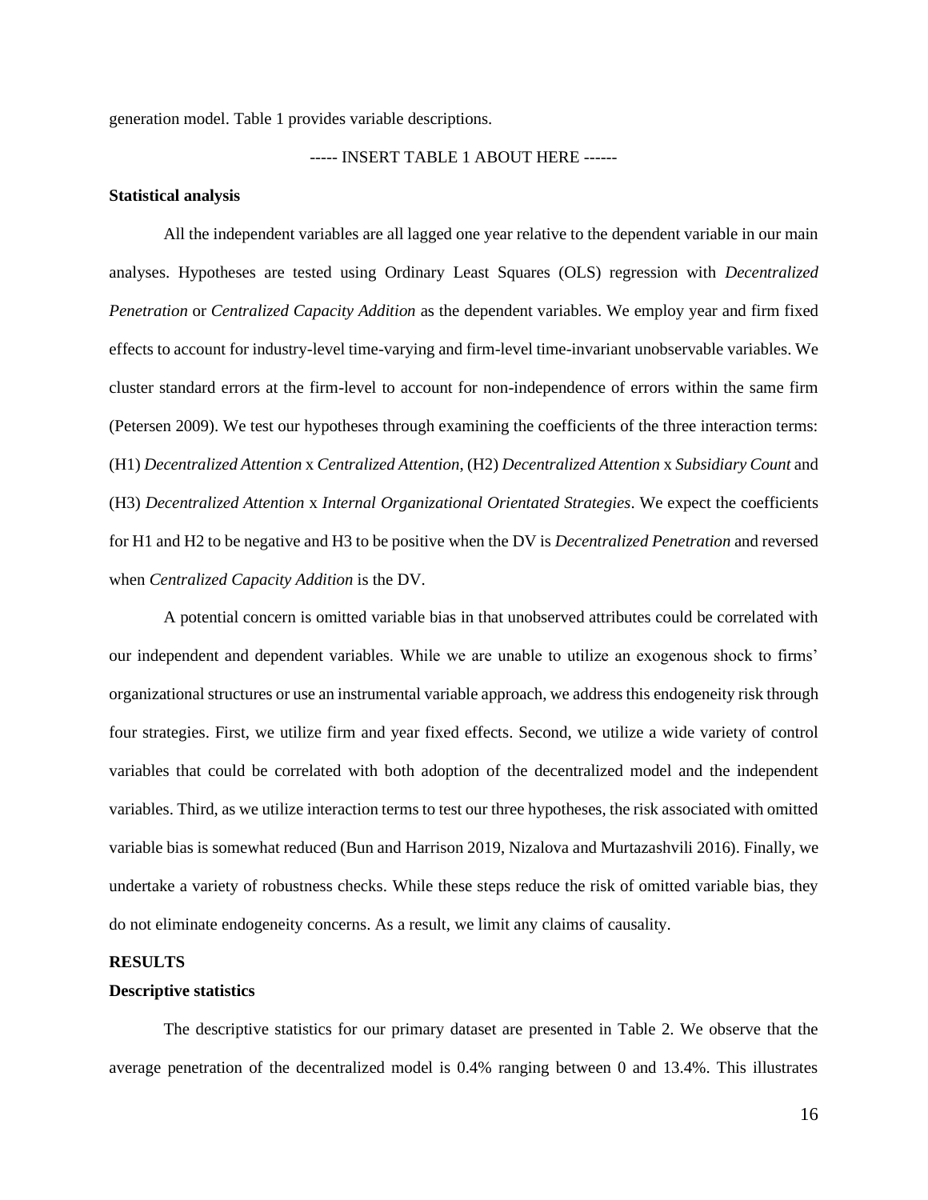generation model. Table 1 provides variable descriptions.

----- INSERT TABLE 1 ABOUT HERE ------

**Statistical analysis**

All the independent variables are all lagged one year relative to the dependent variable in our main analyses. Hypotheses are tested using Ordinary Least Squares (OLS) regression with *Decentralized Penetration* or *Centralized Capacity Addition* as the dependent variables. We employ year and firm fixed effects to account for industry-level time-varying and firm-level time-invariant unobservable variables. We cluster standard errors at the firm-level to account for non-independence of errors within the same firm (Petersen 2009). We test our hypotheses through examining the coefficients of the three interaction terms: (H1) *Decentralized Attention* x *Centralized Attention*, (H2) *Decentralized Attention* x *Subsidiary Count* and (H3) *Decentralized Attention* x *Internal Organizational Orientated Strategies*. We expect the coefficients for H1 and H2 to be negative and H3 to be positive when the DV is *Decentralized Penetration* and reversed when *Centralized Capacity Addition* is the DV.

A potential concern is omitted variable bias in that unobserved attributes could be correlated with our independent and dependent variables. While we are unable to utilize an exogenous shock to firms' organizational structures or use an instrumental variable approach, we address this endogeneity risk through four strategies. First, we utilize firm and year fixed effects. Second, we utilize a wide variety of control variables that could be correlated with both adoption of the decentralized model and the independent variables. Third, as we utilize interaction terms to test our three hypotheses, the risk associated with omitted variable bias is somewhat reduced (Bun and Harrison 2019, Nizalova and Murtazashvili 2016). Finally, we undertake a variety of robustness checks. While these steps reduce the risk of omitted variable bias, they do not eliminate endogeneity concerns. As a result, we limit any claims of causality.

## RESULTS

**Descriptive statistics**

The descriptive statistics for our primary dataset are presented in Table 2. We observe that the average penetration of the decentralized model is 0.4% ranging between 0 and 13.4%. This illustrates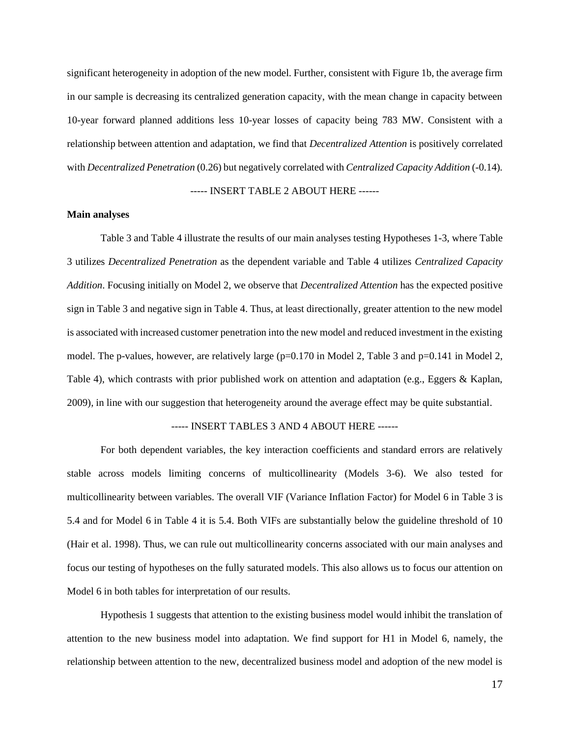significant heterogeneity in adoption of the new model. Further, consistent with Figure 1b, the average firm in our sample is decreasing its centralized generation capacity, with the mean change in capacity between 10-year forward planned additions less 10-year losses of capacity being 783 MW. Consistent with a relationship between attention and adaptation, we find that *Decentralized Attention* is positively correlated with *Decentralized Penetration* (0.26) but negatively correlated with *Centralized Capacity Addition* (-0.14).

----- INSERT TABLE 2 ABOUT HERE ------

**Main analyses**

Table 3 and Table 4 illustrate the results of our main analyses testing Hypotheses 1-3, where Table 3 utilizes *Decentralized Penetration* as the dependent variable and Table 4 utilizes *Centralized Capacity Addition*. Focusing initially on Model 2, we observe that *Decentralized Attention* has the expected positive sign in Table 3 and negative sign in Table 4. Thus, at least directionally, greater attention to the new model is associated with increased customer penetration into the new model and reduced investment in the existing model. The p-values, however, are relatively large (p=0.170 in Model 2, Table 3 and p=0.141 in Model 2, Table 4), which contrasts with prior published work on attention and adaptation (e.g., Eggers & Kaplan, 2009), in line with our suggestion that heterogeneity around the average effect may be quite substantial.

----- INSERT TABLES 3 AND 4 ABOUT HERE ------

For both dependent variables, the key interaction coefficients and standard errors are relatively stable across models limiting concerns of multicollinearity (Models 3-6). We also tested for multicollinearity between variables. The overall VIF (Variance Inflation Factor) for Model 6 in Table 3 is 5.4 and for Model 6 in Table 4 it is 5.4. Both VIFs are substantially below the guideline threshold of 10 (Hair et al. 1998). Thus, we can rule out multicollinearity concerns associated with our main analyses and focus our testing of hypotheses on the fully saturated models. This also allows us to focus our attention on Model 6 in both tables for interpretation of our results.

Hypothesis 1 suggests that attention to the existing business model would inhibit the translation of attention to the new business model into adaptation. We find support for H1 in Model 6, namely, the relationship between attention to the new, decentralized business model and adoption of the new model is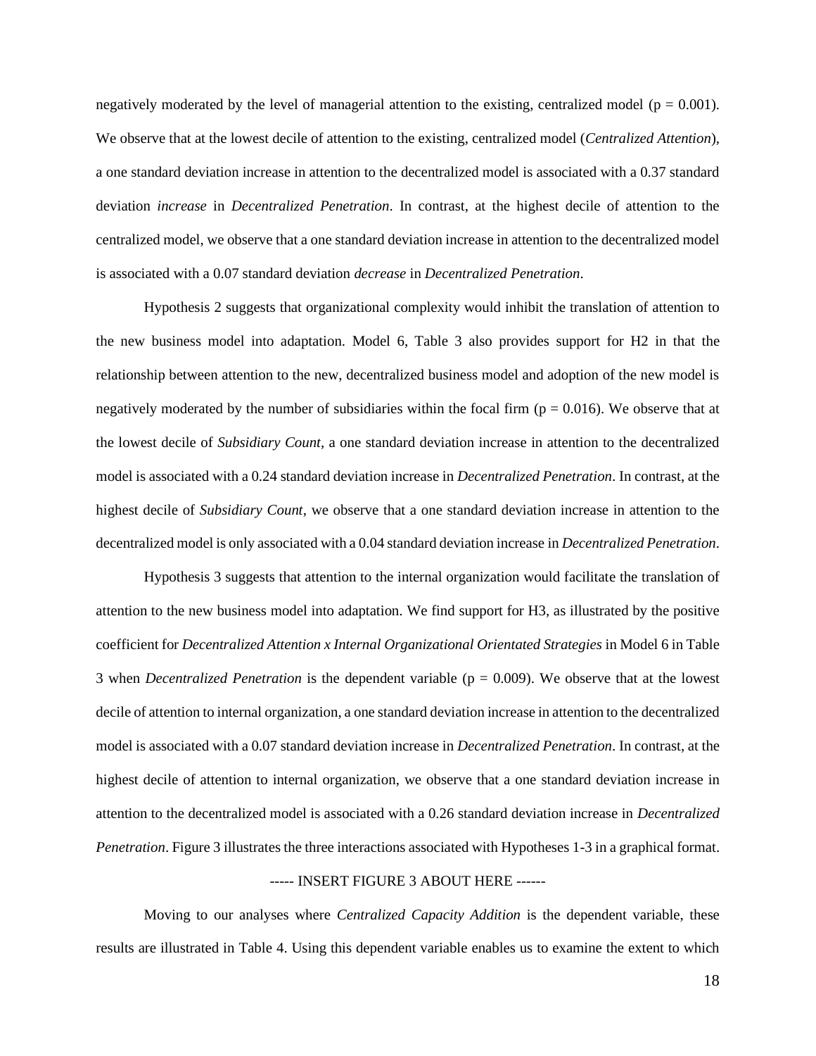negatively moderated by the level of managerial attention to the existing, centralized model ($p = 0.001$). We observe that at the lowest decile of attention to the existing, centralized model (*Centralized Attention*), a one standard deviation increase in attention to the decentralized model is associated with a 0.37 standard deviation *increase* in *Decentralized Penetration*. In contrast, at the highest decile of attention to the centralized model, we observe that a one standard deviation increase in attention to the decentralized model is associated with a 0.07 standard deviation *decrease* in *Decentralized Penetration*.

Hypothesis 2 suggests that organizational complexity would inhibit the translation of attention to the new business model into adaptation. Model 6, Table 3 also provides support for H2 in that the relationship between attention to the new, decentralized business model and adoption of the new model is negatively moderated by the number of subsidiaries within the focal firm ($p = 0.016$). We observe that at the lowest decile of *Subsidiary Count*, a one standard deviation increase in attention to the decentralized model is associated with a 0.24 standard deviation increase in *Decentralized Penetration*. In contrast, at the highest decile of *Subsidiary Count*, we observe that a one standard deviation increase in attention to the decentralized model is only associated with a 0.04 standard deviation increase in *Decentralized Penetration*.

Hypothesis 3 suggests that attention to the internal organization would facilitate the translation of attention to the new business model into adaptation. We find support for H3, as illustrated by the positive coefficient for *Decentralized Attention x Internal Organizational Orientated Strategies* in Model 6 in Table 3 when *Decentralized Penetration* is the dependent variable ($p = 0.009$). We observe that at the lowest decile of attention to internal organization, a one standard deviation increase in attention to the decentralized model is associated with a 0.07 standard deviation increase in *Decentralized Penetration*. In contrast, at the highest decile of attention to internal organization, we observe that a one standard deviation increase in attention to the decentralized model is associated with a 0.26 standard deviation increase in *Decentralized Penetration*. Figure 3 illustrates the three interactions associated with Hypotheses 1-3 in a graphical format.

----- INSERT FIGURE 3 ABOUT HERE ------

Moving to our analyses where *Centralized Capacity Addition* is the dependent variable, these results are illustrated in Table 4. Using this dependent variable enables us to examine the extent to which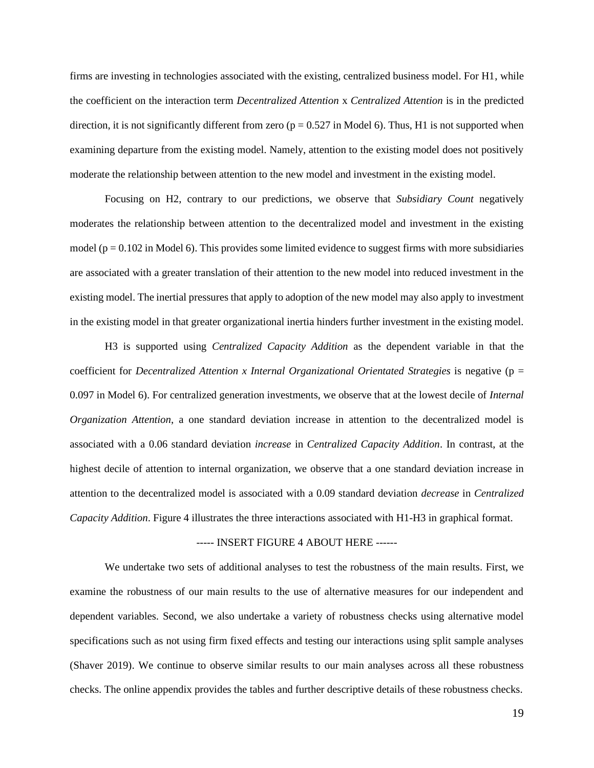firms are investing in technologies associated with the existing, centralized business model. For H1, while the coefficient on the interaction term *Decentralized Attention* x *Centralized Attention* is in the predicted direction, it is not significantly different from zero ($p = 0.527$ in Model 6). Thus, H1 is not supported when examining departure from the existing model. Namely, attention to the existing model does not positively moderate the relationship between attention to the new model and investment in the existing model.

Focusing on H2, contrary to our predictions, we observe that *Subsidiary Count* negatively moderates the relationship between attention to the decentralized model and investment in the existing model ($p = 0.102$ in Model 6). This provides some limited evidence to suggest firms with more subsidiaries are associated with a greater translation of their attention to the new model into reduced investment in the existing model. The inertial pressures that apply to adoption of the new model may also apply to investment in the existing model in that greater organizational inertia hinders further investment in the existing model.

H3 is supported using *Centralized Capacity Addition* as the dependent variable in that the coefficient for *Decentralized Attention x Internal Organizational Orientated Strategies* is negative ($p = 0.097$ in Model 6). For centralized generation investments, we observe that at the lowest decile of *Internal Organization Attention*, a one standard deviation increase in attention to the decentralized model is associated with a 0.06 standard deviation *increase* in *Centralized Capacity Addition*. In contrast, at the highest decile of attention to internal organization, we observe that a one standard deviation increase in attention to the decentralized model is associated with a 0.09 standard deviation *decrease* in *Centralized Capacity Addition*. Figure 4 illustrates the three interactions associated with H1-H3 in graphical format.

----- INSERT FIGURE 4 ABOUT HERE ------

We undertake two sets of additional analyses to test the robustness of the main results. First, we examine the robustness of our main results to the use of alternative measures for our independent and dependent variables. Second, we also undertake a variety of robustness checks using alternative model specifications such as not using firm fixed effects and testing our interactions using split sample analyses (Shaver 2019). We continue to observe similar results to our main analyses across all these robustness checks. The online appendix provides the tables and further descriptive details of these robustness checks.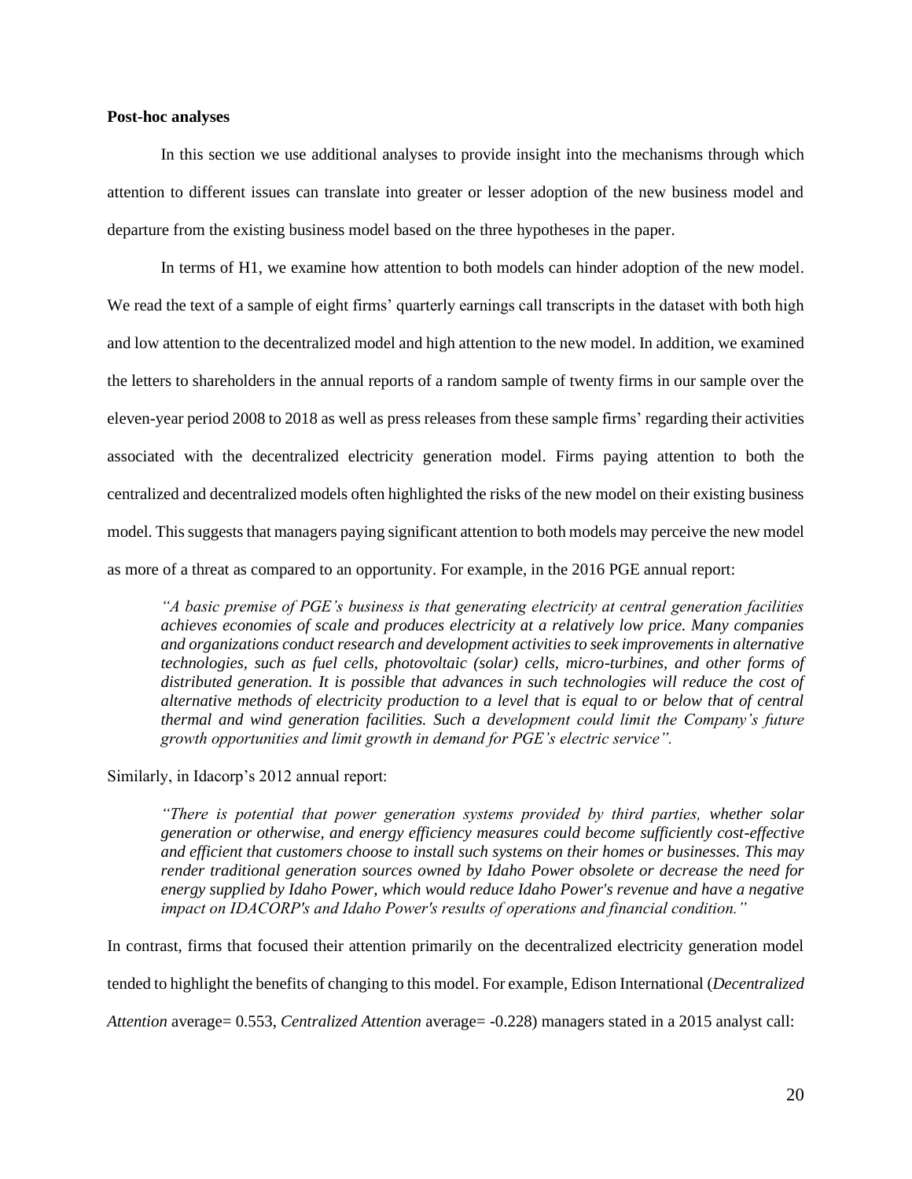**Post-hoc analyses**

In this section we use additional analyses to provide insight into the mechanisms through which attention to different issues can translate into greater or lesser adoption of the new business model and departure from the existing business model based on the three hypotheses in the paper.

In terms of H1, we examine how attention to both models can hinder adoption of the new model. We read the text of a sample of eight firms' quarterly earnings call transcripts in the dataset with both high and low attention to the decentralized model and high attention to the new model. In addition, we examined the letters to shareholders in the annual reports of a random sample of twenty firms in our sample over the eleven-year period 2008 to 2018 as well as press releases from these sample firms' regarding their activities associated with the decentralized electricity generation model. Firms paying attention to both the centralized and decentralized models often highlighted the risks of the new model on their existing business model. This suggests that managers paying significant attention to both models may perceive the new model as more of a threat as compared to an opportunity. For example, in the 2016 PGE annual report:

> *"A basic premise of PGE's business is that generating electricity at central generation facilities achieves economies of scale and produces electricity at a relatively low price. Many companies and organizations conduct research and development activities to seek improvements in alternative technologies, such as fuel cells, photovoltaic (solar) cells, micro-turbines, and other forms of distributed generation. It is possible that advances in such technologies will reduce the cost of alternative methods of electricity production to a level that is equal to or below that of central thermal and wind generation facilities. Such a development could limit the Company's future growth opportunities and limit growth in demand for PGE's electric service".*

Similarly, in Idacorp's 2012 annual report:

> *"There is potential that power generation systems provided by third parties, whether solar generation or otherwise, and energy efficiency measures could become sufficiently cost-effective and efficient that customers choose to install such systems on their homes or businesses. This may render traditional generation sources owned by Idaho Power obsolete or decrease the need for energy supplied by Idaho Power, which would reduce Idaho Power's revenue and have a negative impact on IDACORP's and Idaho Power's results of operations and financial condition."*

In contrast, firms that focused their attention primarily on the decentralized electricity generation model tended to highlight the benefits of changing to this model. For example, Edison International (*Decentralized Attention* average= 0.553, *Centralized Attention* average= -0.228) managers stated in a 2015 analyst call: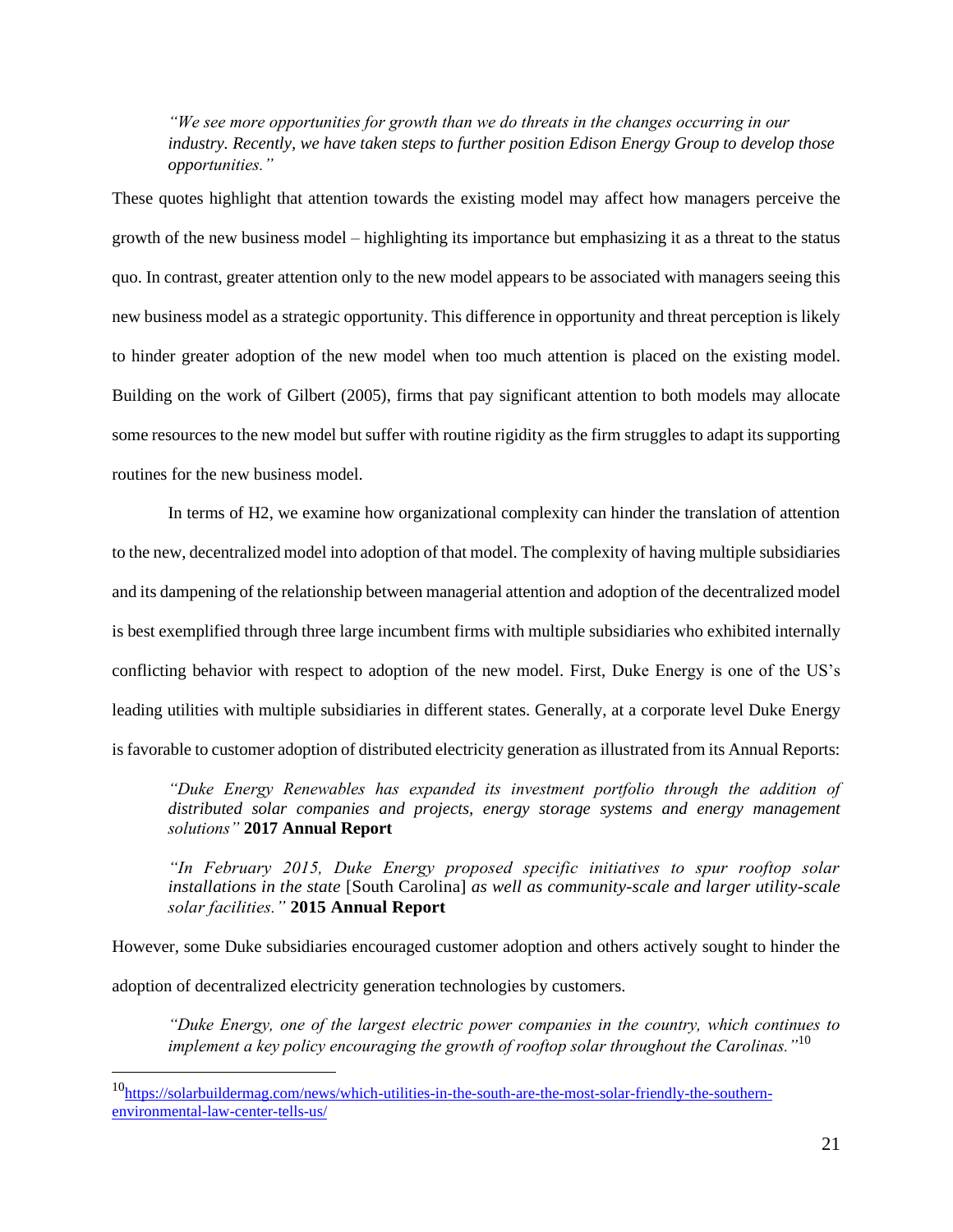> *"We see more opportunities for growth than we do threats in the changes occurring in our industry. Recently, we have taken steps to further position Edison Energy Group to develop those opportunities."*

These quotes highlight that attention towards the existing model may affect how managers perceive the growth of the new business model – highlighting its importance but emphasizing it as a threat to the status quo. In contrast, greater attention only to the new model appears to be associated with managers seeing this new business model as a strategic opportunity. This difference in opportunity and threat perception is likely to hinder greater adoption of the new model when too much attention is placed on the existing model. Building on the work of Gilbert (2005), firms that pay significant attention to both models may allocate some resources to the new model but suffer with routine rigidity as the firm struggles to adapt its supporting routines for the new business model.

In terms of H2, we examine how organizational complexity can hinder the translation of attention to the new, decentralized model into adoption of that model. The complexity of having multiple subsidiaries and its dampening of the relationship between managerial attention and adoption of the decentralized model is best exemplified through three large incumbent firms with multiple subsidiaries who exhibited internally conflicting behavior with respect to adoption of the new model. First, Duke Energy is one of the US's leading utilities with multiple subsidiaries in different states. Generally, at a corporate level Duke Energy is favorable to customer adoption of distributed electricity generation as illustrated from its Annual Reports:

> *"Duke Energy Renewables has expanded its investment portfolio through the addition of distributed solar companies and projects, energy storage systems and energy management solutions"* **2017 Annual Report**

> *"In February 2015, Duke Energy proposed specific initiatives to spur rooftop solar installations in the state* [South Carolina] *as well as community-scale and larger utility-scale solar facilities."* **2015 Annual Report**

However, some Duke subsidiaries encouraged customer adoption and others actively sought to hinder the adoption of decentralized electricity generation technologies by customers.

> *"Duke Energy, one of the largest electric power companies in the country, which continues to implement a key policy encouraging the growth of rooftop solar throughout the Carolinas."*[10]

---

[10] https://solarbuildermag.com/news/which-utilities-in-the-south-are-the-most-solar-friendly-the-southern-environmental-law-center-tells-us/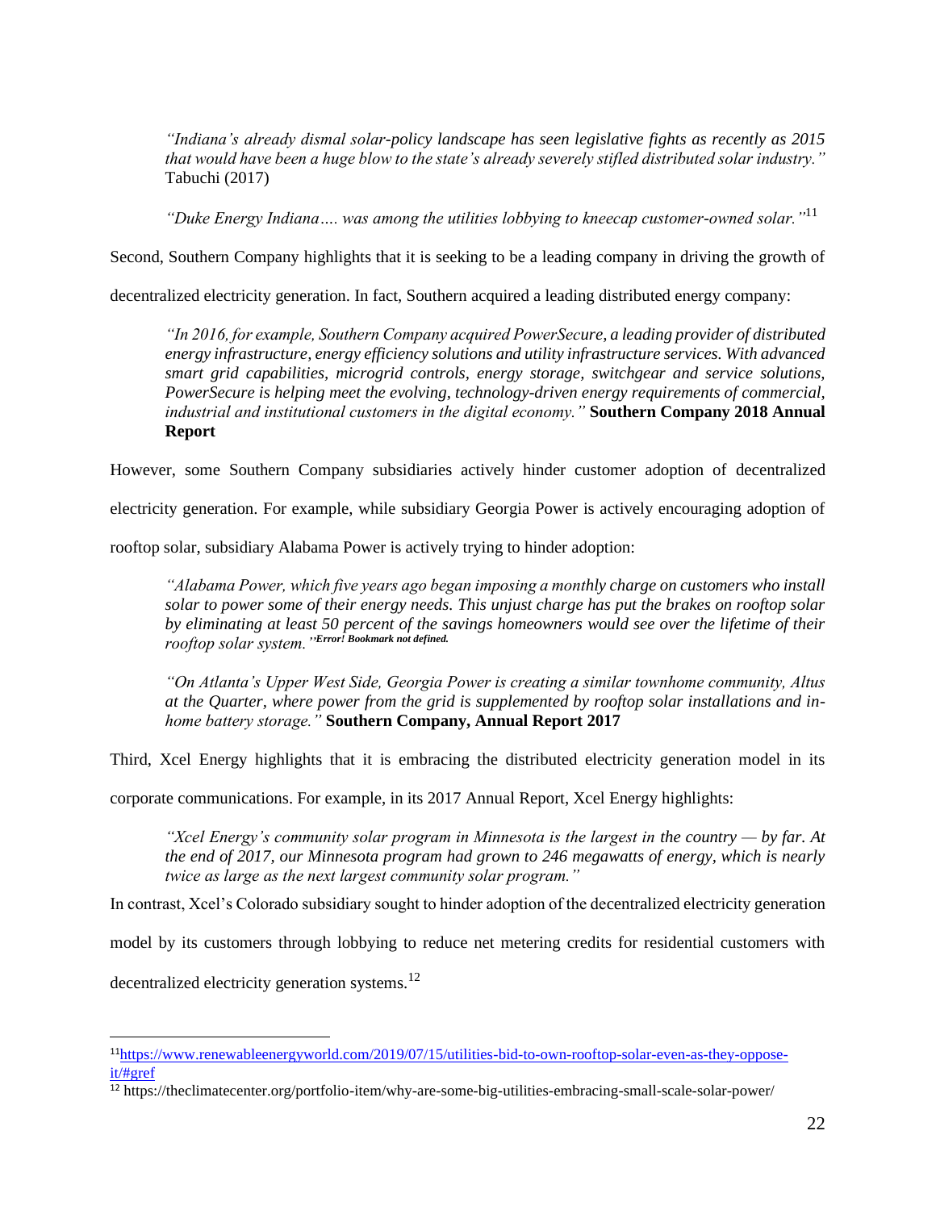> *"Indiana's already dismal solar-policy landscape has seen legislative fights as recently as 2015 that would have been a huge blow to the state's already severely stifled distributed solar industry."* Tabuchi (2017)

> *"Duke Energy Indiana…. was among the utilities lobbying to kneecap customer-owned solar."*[11]

Second, Southern Company highlights that it is seeking to be a leading company in driving the growth of decentralized electricity generation. In fact, Southern acquired a leading distributed energy company:

> *"In 2016, for example, Southern Company acquired PowerSecure, a leading provider of distributed energy infrastructure, energy efficiency solutions and utility infrastructure services. With advanced smart grid capabilities, microgrid controls, energy storage, switchgear and service solutions, PowerSecure is helping meet the evolving, technology-driven energy requirements of commercial, industrial and institutional customers in the digital economy."* **Southern Company 2018 Annual Report**

However, some Southern Company subsidiaries actively hinder customer adoption of decentralized electricity generation. For example, while subsidiary Georgia Power is actively encouraging adoption of rooftop solar, subsidiary Alabama Power is actively trying to hinder adoption:

> *"Alabama Power, which five years ago began imposing a monthly charge on customers who install solar to power some of their energy needs. This unjust charge has put the brakes on rooftop solar by eliminating at least 50 percent of the savings homeowners would see over the lifetime of their rooftop solar system."*[Error! Bookmark not defined.]

> *"On Atlanta's Upper West Side, Georgia Power is creating a similar townhome community, Altus at the Quarter, where power from the grid is supplemented by rooftop solar installations and in-home battery storage."* **Southern Company, Annual Report 2017**

Third, Xcel Energy highlights that it is embracing the distributed electricity generation model in its corporate communications. For example, in its 2017 Annual Report, Xcel Energy highlights:

> *"Xcel Energy's community solar program in Minnesota is the largest in the country — by far. At the end of 2017, our Minnesota program had grown to 246 megawatts of energy, which is nearly twice as large as the next largest community solar program."*

In contrast, Xcel's Colorado subsidiary sought to hinder adoption of the decentralized electricity generation model by its customers through lobbying to reduce net metering credits for residential customers with decentralized electricity generation systems.[12]

---

[11] https://www.renewableenergyworld.com/2019/07/15/utilities-bid-to-own-rooftop-solar-even-as-they-oppose-it/#gref

[12] https://theclimatecenter.org/portfolio-item/why-are-some-big-utilities-embracing-small-scale-solar-power/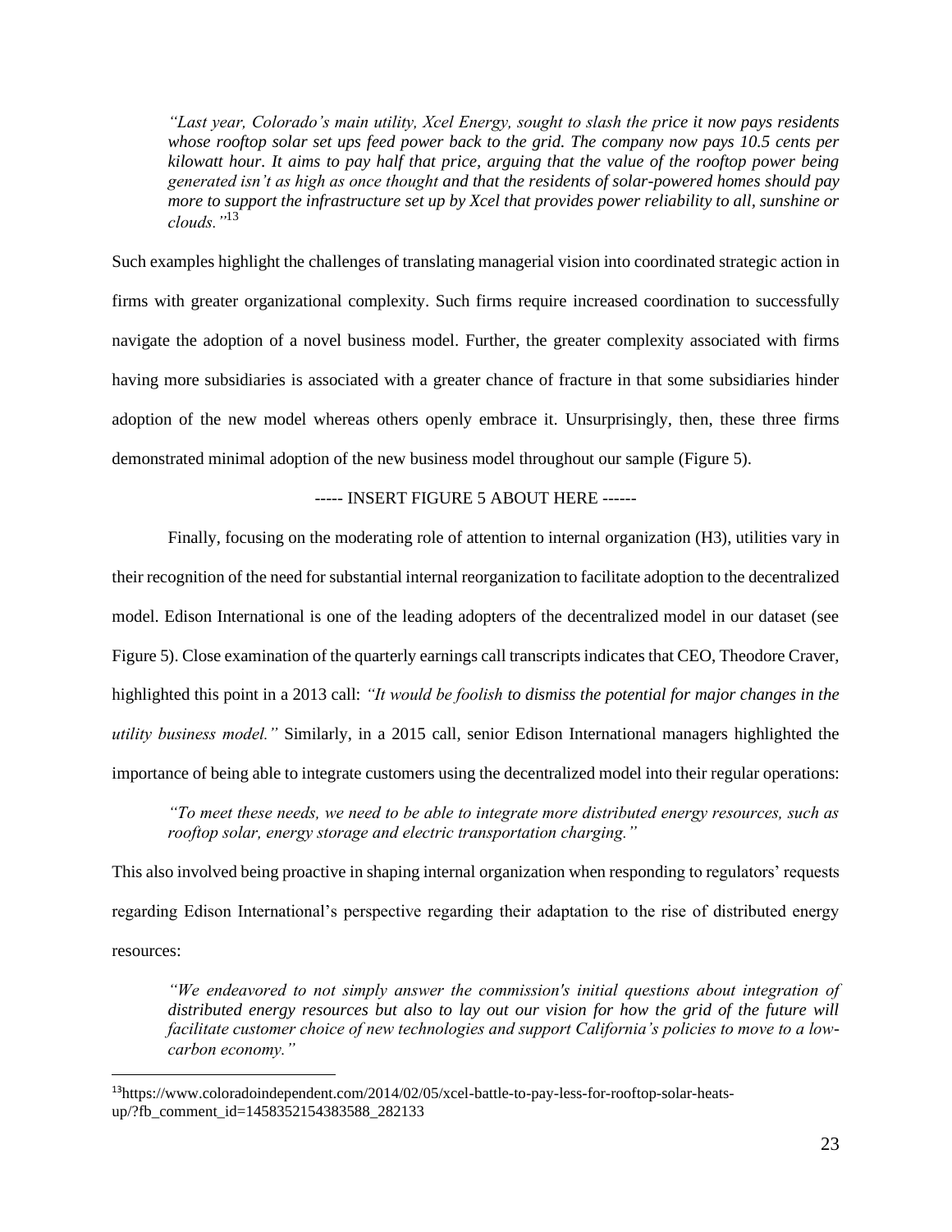> *"Last year, Colorado's main utility, Xcel Energy, sought to slash the price it now pays residents whose rooftop solar set ups feed power back to the grid. The company now pays 10.5 cents per kilowatt hour. It aims to pay half that price, arguing that the value of the rooftop power being generated isn't as high as once thought and that the residents of solar-powered homes should pay more to support the infrastructure set up by Xcel that provides power reliability to all, sunshine or clouds."*[13]

Such examples highlight the challenges of translating managerial vision into coordinated strategic action in firms with greater organizational complexity. Such firms require increased coordination to successfully navigate the adoption of a novel business model. Further, the greater complexity associated with firms having more subsidiaries is associated with a greater chance of fracture in that some subsidiaries hinder adoption of the new model whereas others openly embrace it. Unsurprisingly, then, these three firms demonstrated minimal adoption of the new business model throughout our sample (Figure 5).

----- INSERT FIGURE 5 ABOUT HERE ------

Finally, focusing on the moderating role of attention to internal organization (H3), utilities vary in their recognition of the need for substantial internal reorganization to facilitate adoption to the decentralized model. Edison International is one of the leading adopters of the decentralized model in our dataset (see Figure 5). Close examination of the quarterly earnings call transcripts indicates that CEO, Theodore Craver, highlighted this point in a 2013 call: *"It would be foolish to dismiss the potential for major changes in the utility business model."* Similarly, in a 2015 call, senior Edison International managers highlighted the importance of being able to integrate customers using the decentralized model into their regular operations:

> *"To meet these needs, we need to be able to integrate more distributed energy resources, such as rooftop solar, energy storage and electric transportation charging."*

This also involved being proactive in shaping internal organization when responding to regulators' requests regarding Edison International's perspective regarding their adaptation to the rise of distributed energy resources:

> *"We endeavored to not simply answer the commission's initial questions about integration of distributed energy resources but also to lay out our vision for how the grid of the future will facilitate customer choice of new technologies and support California's policies to move to a low-carbon economy."*

---

[13] https://www.coloradoindependent.com/2014/02/05/xcel-battle-to-pay-less-for-rooftop-solar-heats-up/?fb_comment_id=1458352154383588_282133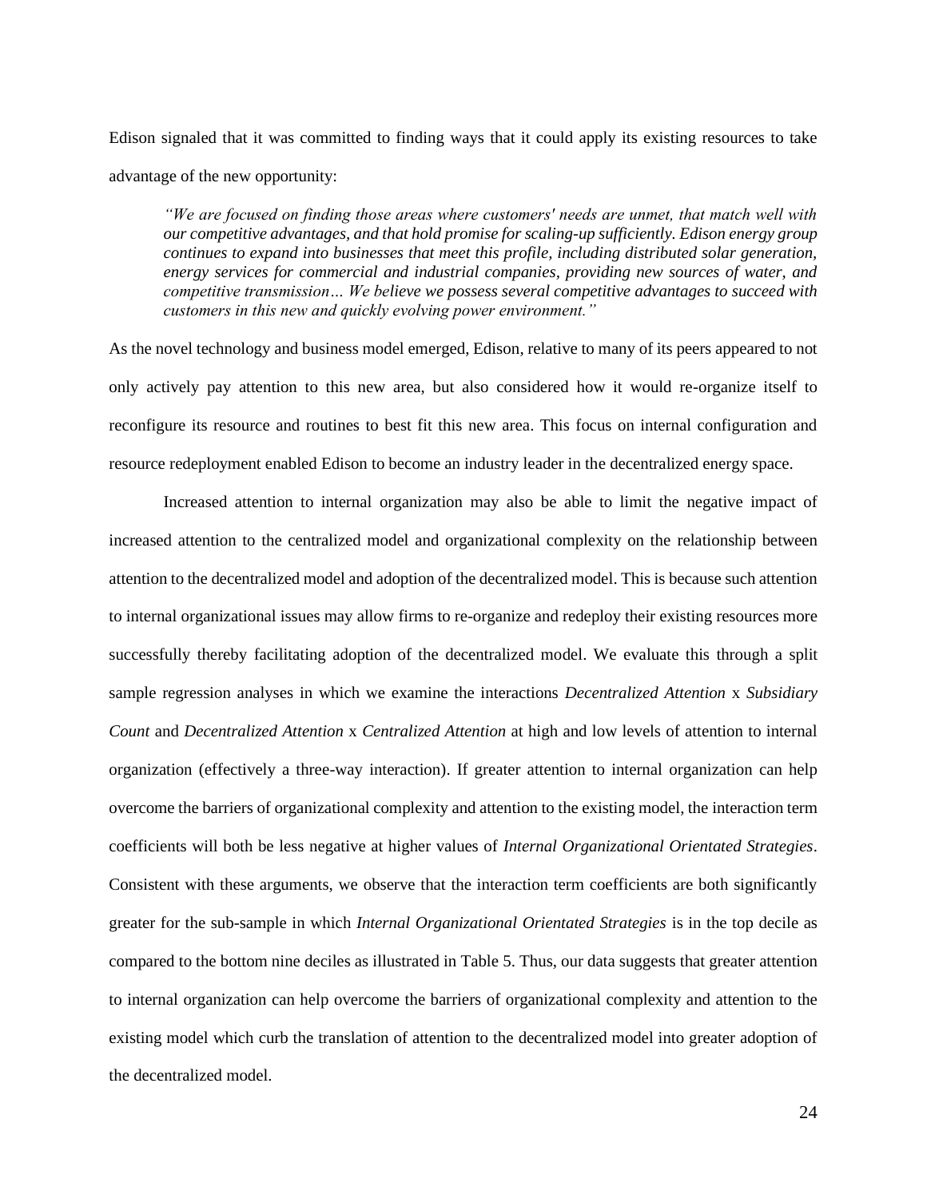Edison signaled that it was committed to finding ways that it could apply its existing resources to take advantage of the new opportunity:

> *"We are focused on finding those areas where customers' needs are unmet, that match well with our competitive advantages, and that hold promise for scaling-up sufficiently. Edison energy group continues to expand into businesses that meet this profile, including distributed solar generation, energy services for commercial and industrial companies, providing new sources of water, and competitive transmission… We believe we possess several competitive advantages to succeed with customers in this new and quickly evolving power environment."*

As the novel technology and business model emerged, Edison, relative to many of its peers appeared to not only actively pay attention to this new area, but also considered how it would re-organize itself to reconfigure its resource and routines to best fit this new area. This focus on internal configuration and resource redeployment enabled Edison to become an industry leader in the decentralized energy space.

Increased attention to internal organization may also be able to limit the negative impact of increased attention to the centralized model and organizational complexity on the relationship between attention to the decentralized model and adoption of the decentralized model. This is because such attention to internal organizational issues may allow firms to re-organize and redeploy their existing resources more successfully thereby facilitating adoption of the decentralized model. We evaluate this through a split sample regression analyses in which we examine the interactions *Decentralized Attention* x *Subsidiary Count* and *Decentralized Attention* x *Centralized Attention* at high and low levels of attention to internal organization (effectively a three-way interaction). If greater attention to internal organization can help overcome the barriers of organizational complexity and attention to the existing model, the interaction term coefficients will both be less negative at higher values of *Internal Organizational Orientated Strategies*. Consistent with these arguments, we observe that the interaction term coefficients are both significantly greater for the sub-sample in which *Internal Organizational Orientated Strategies* is in the top decile as compared to the bottom nine deciles as illustrated in Table 5. Thus, our data suggests that greater attention to internal organization can help overcome the barriers of organizational complexity and attention to the existing model which curb the translation of attention to the decentralized model into greater adoption of the decentralized model.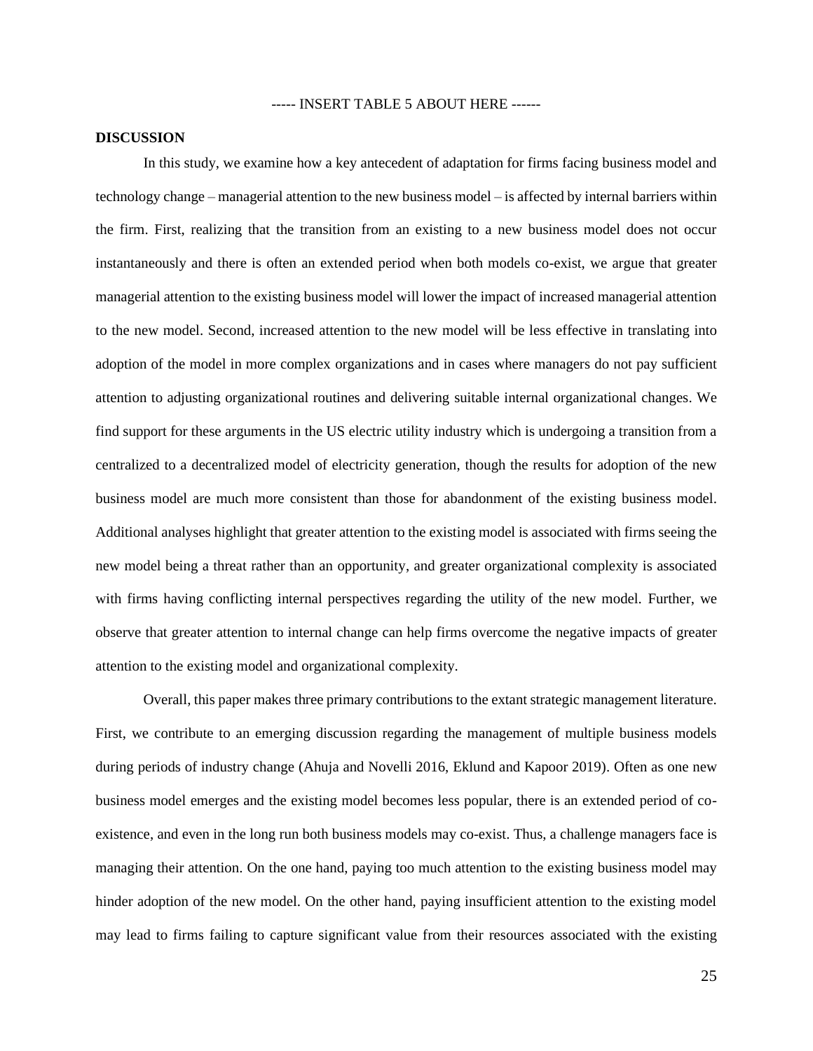----- INSERT TABLE 5 ABOUT HERE ------

## DISCUSSION

In this study, we examine how a key antecedent of adaptation for firms facing business model and technology change – managerial attention to the new business model – is affected by internal barriers within the firm. First, realizing that the transition from an existing to a new business model does not occur instantaneously and there is often an extended period when both models co-exist, we argue that greater managerial attention to the existing business model will lower the impact of increased managerial attention to the new model. Second, increased attention to the new model will be less effective in translating into adoption of the model in more complex organizations and in cases where managers do not pay sufficient attention to adjusting organizational routines and delivering suitable internal organizational changes. We find support for these arguments in the US electric utility industry which is undergoing a transition from a centralized to a decentralized model of electricity generation, though the results for adoption of the new business model are much more consistent than those for abandonment of the existing business model. Additional analyses highlight that greater attention to the existing model is associated with firms seeing the new model being a threat rather than an opportunity, and greater organizational complexity is associated with firms having conflicting internal perspectives regarding the utility of the new model. Further, we observe that greater attention to internal change can help firms overcome the negative impacts of greater attention to the existing model and organizational complexity.

Overall, this paper makes three primary contributions to the extant strategic management literature. First, we contribute to an emerging discussion regarding the management of multiple business models during periods of industry change (Ahuja and Novelli 2016, Eklund and Kapoor 2019). Often as one new business model emerges and the existing model becomes less popular, there is an extended period of co-existence, and even in the long run both business models may co-exist. Thus, a challenge managers face is managing their attention. On the one hand, paying too much attention to the existing business model may hinder adoption of the new model. On the other hand, paying insufficient attention to the existing model may lead to firms failing to capture significant value from their resources associated with the existing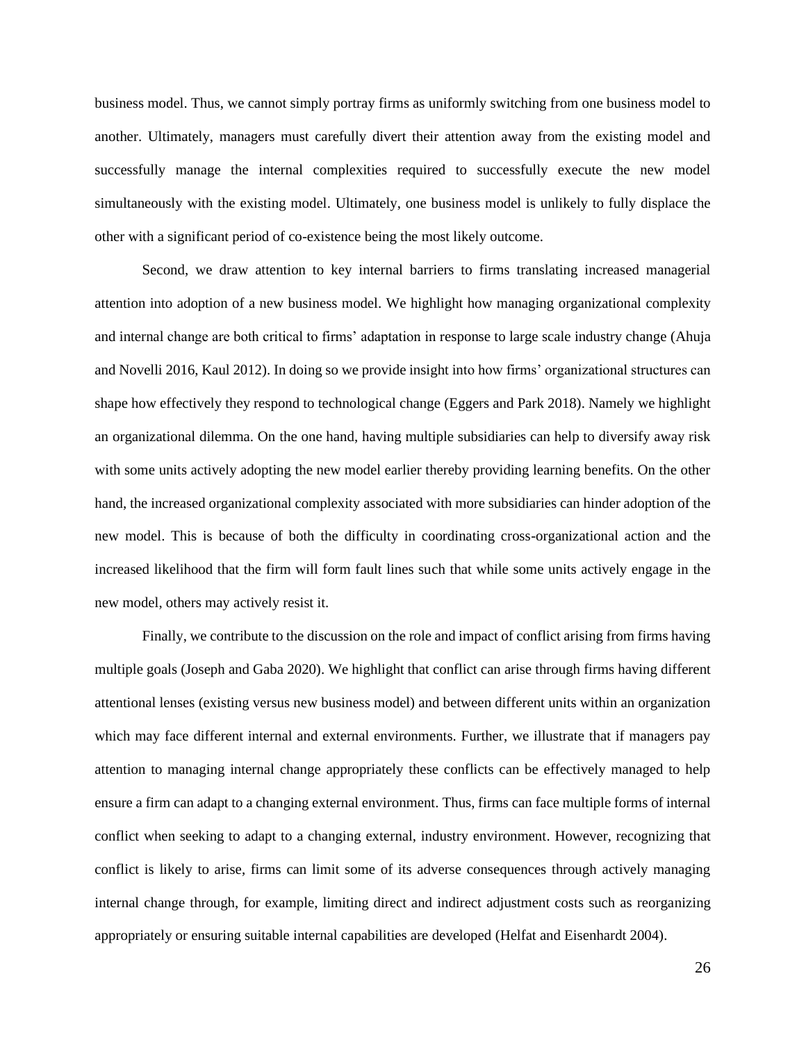business model. Thus, we cannot simply portray firms as uniformly switching from one business model to another. Ultimately, managers must carefully divert their attention away from the existing model and successfully manage the internal complexities required to successfully execute the new model simultaneously with the existing model. Ultimately, one business model is unlikely to fully displace the other with a significant period of co-existence being the most likely outcome.

Second, we draw attention to key internal barriers to firms translating increased managerial attention into adoption of a new business model. We highlight how managing organizational complexity and internal change are both critical to firms' adaptation in response to large scale industry change (Ahuja and Novelli 2016, Kaul 2012). In doing so we provide insight into how firms' organizational structures can shape how effectively they respond to technological change (Eggers and Park 2018). Namely we highlight an organizational dilemma. On the one hand, having multiple subsidiaries can help to diversify away risk with some units actively adopting the new model earlier thereby providing learning benefits. On the other hand, the increased organizational complexity associated with more subsidiaries can hinder adoption of the new model. This is because of both the difficulty in coordinating cross-organizational action and the increased likelihood that the firm will form fault lines such that while some units actively engage in the new model, others may actively resist it.

Finally, we contribute to the discussion on the role and impact of conflict arising from firms having multiple goals (Joseph and Gaba 2020). We highlight that conflict can arise through firms having different attentional lenses (existing versus new business model) and between different units within an organization which may face different internal and external environments. Further, we illustrate that if managers pay attention to managing internal change appropriately these conflicts can be effectively managed to help ensure a firm can adapt to a changing external environment. Thus, firms can face multiple forms of internal conflict when seeking to adapt to a changing external, industry environment. However, recognizing that conflict is likely to arise, firms can limit some of its adverse consequences through actively managing internal change through, for example, limiting direct and indirect adjustment costs such as reorganizing appropriately or ensuring suitable internal capabilities are developed (Helfat and Eisenhardt 2004).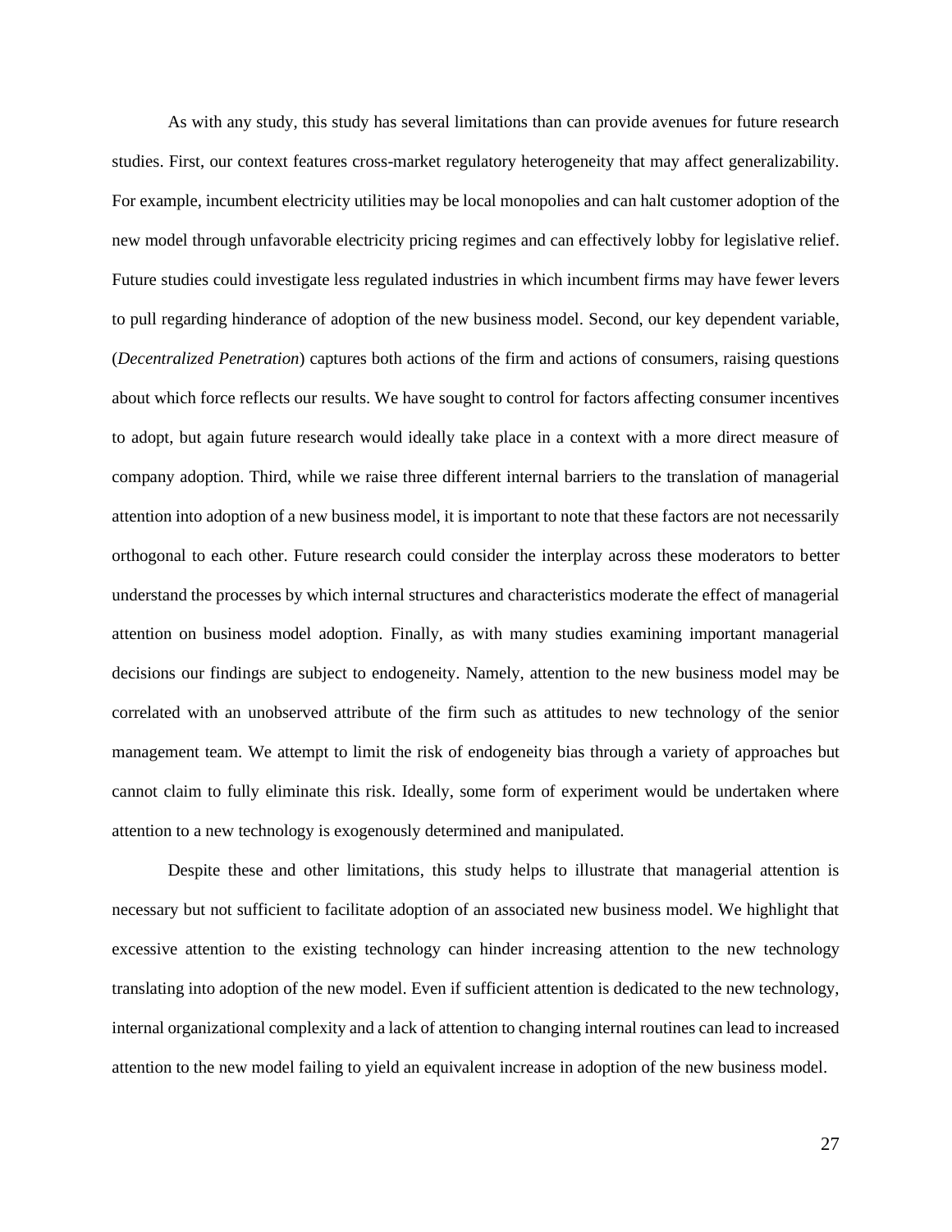As with any study, this study has several limitations than can provide avenues for future research studies. First, our context features cross-market regulatory heterogeneity that may affect generalizability. For example, incumbent electricity utilities may be local monopolies and can halt customer adoption of the new model through unfavorable electricity pricing regimes and can effectively lobby for legislative relief. Future studies could investigate less regulated industries in which incumbent firms may have fewer levers to pull regarding hinderance of adoption of the new business model. Second, our key dependent variable, (*Decentralized Penetration*) captures both actions of the firm and actions of consumers, raising questions about which force reflects our results. We have sought to control for factors affecting consumer incentives to adopt, but again future research would ideally take place in a context with a more direct measure of company adoption. Third, while we raise three different internal barriers to the translation of managerial attention into adoption of a new business model, it is important to note that these factors are not necessarily orthogonal to each other. Future research could consider the interplay across these moderators to better understand the processes by which internal structures and characteristics moderate the effect of managerial attention on business model adoption. Finally, as with many studies examining important managerial decisions our findings are subject to endogeneity. Namely, attention to the new business model may be correlated with an unobserved attribute of the firm such as attitudes to new technology of the senior management team. We attempt to limit the risk of endogeneity bias through a variety of approaches but cannot claim to fully eliminate this risk. Ideally, some form of experiment would be undertaken where attention to a new technology is exogenously determined and manipulated.

Despite these and other limitations, this study helps to illustrate that managerial attention is necessary but not sufficient to facilitate adoption of an associated new business model. We highlight that excessive attention to the existing technology can hinder increasing attention to the new technology translating into adoption of the new model. Even if sufficient attention is dedicated to the new technology, internal organizational complexity and a lack of attention to changing internal routines can lead to increased attention to the new model failing to yield an equivalent increase in adoption of the new business model.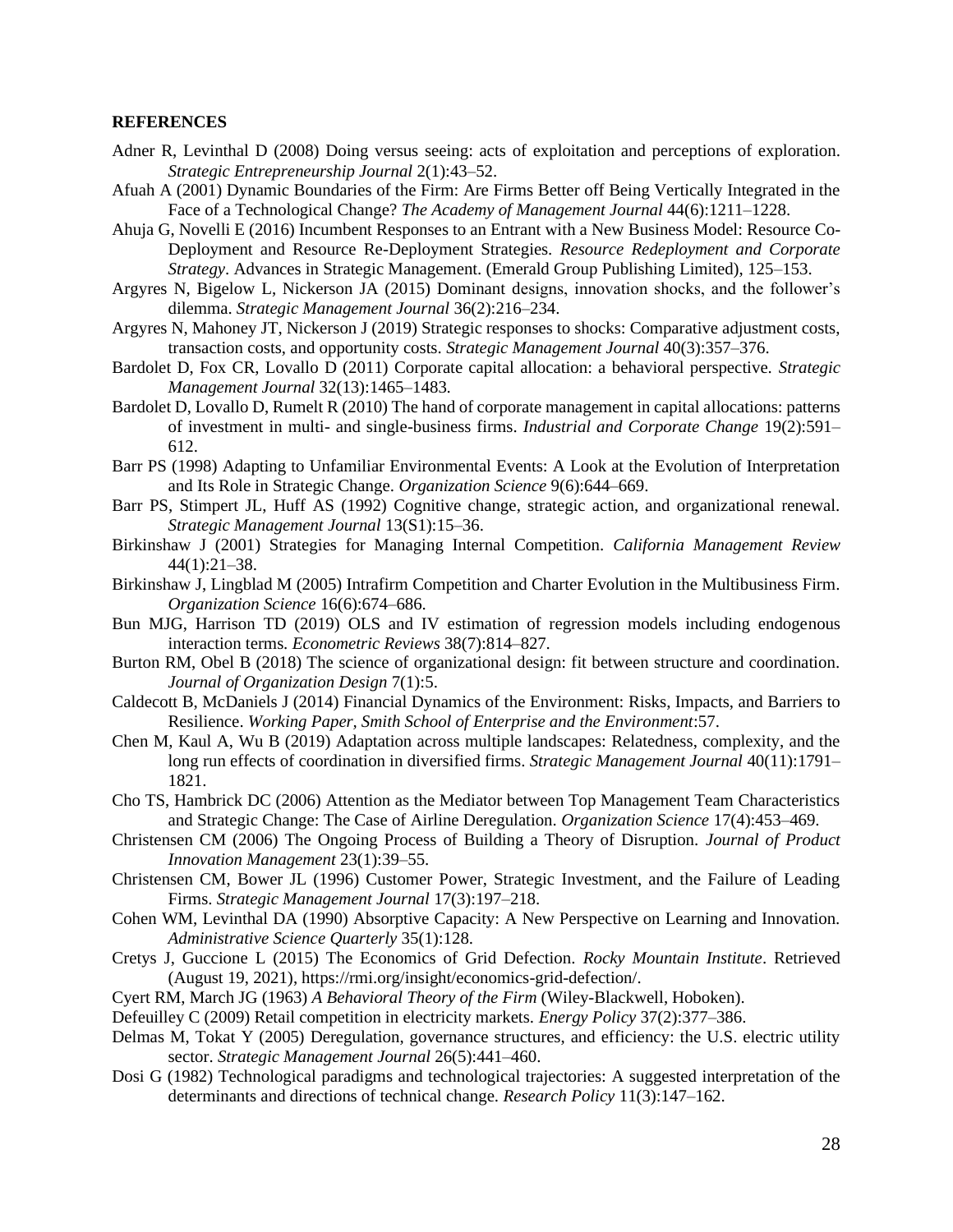**REFERENCES**

Adner R, Levinthal D (2008) Doing versus seeing: acts of exploitation and perceptions of exploration. *Strategic Entrepreneurship Journal* 2(1):43–52.

Afuah A (2001) Dynamic Boundaries of the Firm: Are Firms Better off Being Vertically Integrated in the Face of a Technological Change? *The Academy of Management Journal* 44(6):1211–1228.

Ahuja G, Novelli E (2016) Incumbent Responses to an Entrant with a New Business Model: Resource Co-Deployment and Resource Re-Deployment Strategies. *Resource Redeployment and Corporate Strategy*. Advances in Strategic Management. (Emerald Group Publishing Limited), 125–153.

Argyres N, Bigelow L, Nickerson JA (2015) Dominant designs, innovation shocks, and the follower's dilemma. *Strategic Management Journal* 36(2):216–234.

Argyres N, Mahoney JT, Nickerson J (2019) Strategic responses to shocks: Comparative adjustment costs, transaction costs, and opportunity costs. *Strategic Management Journal* 40(3):357–376.

Bardolet D, Fox CR, Lovallo D (2011) Corporate capital allocation: a behavioral perspective. *Strategic Management Journal* 32(13):1465–1483.

Bardolet D, Lovallo D, Rumelt R (2010) The hand of corporate management in capital allocations: patterns of investment in multi- and single-business firms. *Industrial and Corporate Change* 19(2):591–612.

Barr PS (1998) Adapting to Unfamiliar Environmental Events: A Look at the Evolution of Interpretation and Its Role in Strategic Change. *Organization Science* 9(6):644–669.

Barr PS, Stimpert JL, Huff AS (1992) Cognitive change, strategic action, and organizational renewal. *Strategic Management Journal* 13(S1):15–36.

Birkinshaw J (2001) Strategies for Managing Internal Competition. *California Management Review* 44(1):21–38.

Birkinshaw J, Lingblad M (2005) Intrafirm Competition and Charter Evolution in the Multibusiness Firm. *Organization Science* 16(6):674–686.

Bun MJG, Harrison TD (2019) OLS and IV estimation of regression models including endogenous interaction terms. *Econometric Reviews* 38(7):814–827.

Burton RM, Obel B (2018) The science of organizational design: fit between structure and coordination. *Journal of Organization Design* 7(1):5.

Caldecott B, McDaniels J (2014) Financial Dynamics of the Environment: Risks, Impacts, and Barriers to Resilience. *Working Paper, Smith School of Enterprise and the Environment*:57.

Chen M, Kaul A, Wu B (2019) Adaptation across multiple landscapes: Relatedness, complexity, and the long run effects of coordination in diversified firms. *Strategic Management Journal* 40(11):1791–1821.

Cho TS, Hambrick DC (2006) Attention as the Mediator between Top Management Team Characteristics and Strategic Change: The Case of Airline Deregulation. *Organization Science* 17(4):453–469.

Christensen CM (2006) The Ongoing Process of Building a Theory of Disruption. *Journal of Product Innovation Management* 23(1):39–55.

Christensen CM, Bower JL (1996) Customer Power, Strategic Investment, and the Failure of Leading Firms. *Strategic Management Journal* 17(3):197–218.

Cohen WM, Levinthal DA (1990) Absorptive Capacity: A New Perspective on Learning and Innovation. *Administrative Science Quarterly* 35(1):128.

Cretys J, Guccione L (2015) The Economics of Grid Defection. *Rocky Mountain Institute*. Retrieved (August 19, 2021), https://rmi.org/insight/economics-grid-defection/.

Cyert RM, March JG (1963) *A Behavioral Theory of the Firm* (Wiley-Blackwell, Hoboken).

Defeuilley C (2009) Retail competition in electricity markets. *Energy Policy* 37(2):377–386.

Delmas M, Tokat Y (2005) Deregulation, governance structures, and efficiency: the U.S. electric utility sector. *Strategic Management Journal* 26(5):441–460.

Dosi G (1982) Technological paradigms and technological trajectories: A suggested interpretation of the determinants and directions of technical change. *Research Policy* 11(3):147–162.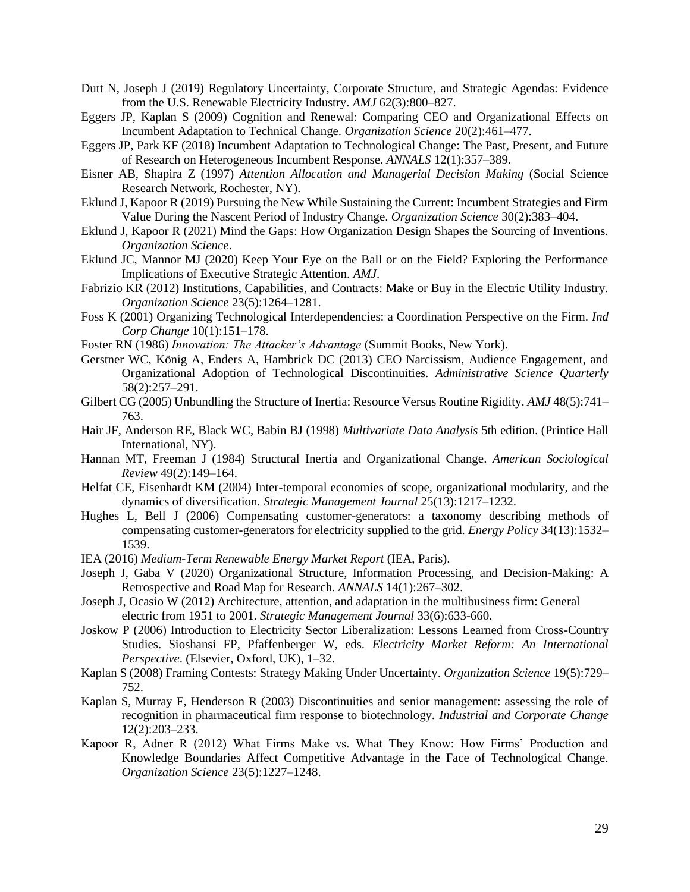Dutt N, Joseph J (2019) Regulatory Uncertainty, Corporate Structure, and Strategic Agendas: Evidence from the U.S. Renewable Electricity Industry. *AMJ* 62(3):800–827.

Eggers JP, Kaplan S (2009) Cognition and Renewal: Comparing CEO and Organizational Effects on Incumbent Adaptation to Technical Change. *Organization Science* 20(2):461–477.

Eggers JP, Park KF (2018) Incumbent Adaptation to Technological Change: The Past, Present, and Future of Research on Heterogeneous Incumbent Response. *ANNALS* 12(1):357–389.

Eisner AB, Shapira Z (1997) *Attention Allocation and Managerial Decision Making* (Social Science Research Network, Rochester, NY).

Eklund J, Kapoor R (2019) Pursuing the New While Sustaining the Current: Incumbent Strategies and Firm Value During the Nascent Period of Industry Change. *Organization Science* 30(2):383–404.

Eklund J, Kapoor R (2021) Mind the Gaps: How Organization Design Shapes the Sourcing of Inventions. *Organization Science*.

Eklund JC, Mannor MJ (2020) Keep Your Eye on the Ball or on the Field? Exploring the Performance Implications of Executive Strategic Attention. *AMJ*.

Fabrizio KR (2012) Institutions, Capabilities, and Contracts: Make or Buy in the Electric Utility Industry. *Organization Science* 23(5):1264–1281.

Foss K (2001) Organizing Technological Interdependencies: a Coordination Perspective on the Firm. *Ind Corp Change* 10(1):151–178.

Foster RN (1986) *Innovation: The Attacker's Advantage* (Summit Books, New York).

Gerstner WC, König A, Enders A, Hambrick DC (2013) CEO Narcissism, Audience Engagement, and Organizational Adoption of Technological Discontinuities. *Administrative Science Quarterly* 58(2):257–291.

Gilbert CG (2005) Unbundling the Structure of Inertia: Resource Versus Routine Rigidity. *AMJ* 48(5):741–763.

Hair JF, Anderson RE, Black WC, Babin BJ (1998) *Multivariate Data Analysis* 5th edition. (Printice Hall International, NY).

Hannan MT, Freeman J (1984) Structural Inertia and Organizational Change. *American Sociological Review* 49(2):149–164.

Helfat CE, Eisenhardt KM (2004) Inter-temporal economies of scope, organizational modularity, and the dynamics of diversification. *Strategic Management Journal* 25(13):1217–1232.

Hughes L, Bell J (2006) Compensating customer-generators: a taxonomy describing methods of compensating customer-generators for electricity supplied to the grid. *Energy Policy* 34(13):1532–1539.

IEA (2016) *Medium-Term Renewable Energy Market Report* (IEA, Paris).

Joseph J, Gaba V (2020) Organizational Structure, Information Processing, and Decision-Making: A Retrospective and Road Map for Research. *ANNALS* 14(1):267–302.

Joseph J, Ocasio W (2012) Architecture, attention, and adaptation in the multibusiness firm: General electric from 1951 to 2001. *Strategic Management Journal* 33(6):633-660.

Joskow P (2006) Introduction to Electricity Sector Liberalization: Lessons Learned from Cross-Country Studies. Sioshansi FP, Pfaffenberger W, eds. *Electricity Market Reform: An International Perspective*. (Elsevier, Oxford, UK), 1–32.

Kaplan S (2008) Framing Contests: Strategy Making Under Uncertainty. *Organization Science* 19(5):729–752.

Kaplan S, Murray F, Henderson R (2003) Discontinuities and senior management: assessing the role of recognition in pharmaceutical firm response to biotechnology. *Industrial and Corporate Change* 12(2):203–233.

Kapoor R, Adner R (2012) What Firms Make vs. What They Know: How Firms' Production and Knowledge Boundaries Affect Competitive Advantage in the Face of Technological Change. *Organization Science* 23(5):1227–1248.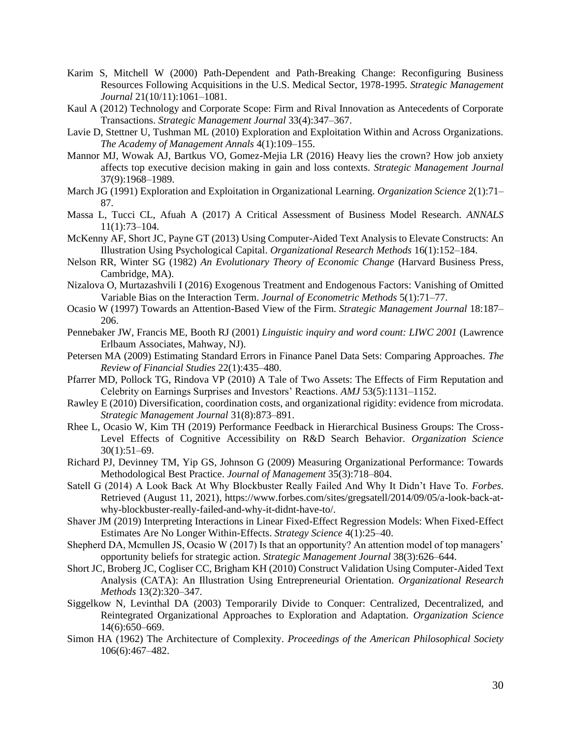Karim S, Mitchell W (2000) Path-Dependent and Path-Breaking Change: Reconfiguring Business Resources Following Acquisitions in the U.S. Medical Sector, 1978-1995. *Strategic Management Journal* 21(10/11):1061–1081.

Kaul A (2012) Technology and Corporate Scope: Firm and Rival Innovation as Antecedents of Corporate Transactions. *Strategic Management Journal* 33(4):347–367.

Lavie D, Stettner U, Tushman ML (2010) Exploration and Exploitation Within and Across Organizations. *The Academy of Management Annals* 4(1):109–155.

Mannor MJ, Wowak AJ, Bartkus VO, Gomez-Mejia LR (2016) Heavy lies the crown? How job anxiety affects top executive decision making in gain and loss contexts. *Strategic Management Journal* 37(9):1968–1989.

March JG (1991) Exploration and Exploitation in Organizational Learning. *Organization Science* 2(1):71–87.

Massa L, Tucci CL, Afuah A (2017) A Critical Assessment of Business Model Research. *ANNALS* 11(1):73–104.

McKenny AF, Short JC, Payne GT (2013) Using Computer-Aided Text Analysis to Elevate Constructs: An Illustration Using Psychological Capital. *Organizational Research Methods* 16(1):152–184.

Nelson RR, Winter SG (1982) *An Evolutionary Theory of Economic Change* (Harvard Business Press, Cambridge, MA).

Nizalova O, Murtazashvili I (2016) Exogenous Treatment and Endogenous Factors: Vanishing of Omitted Variable Bias on the Interaction Term. *Journal of Econometric Methods* 5(1):71–77.

Ocasio W (1997) Towards an Attention-Based View of the Firm. *Strategic Management Journal* 18:187–206.

Pennebaker JW, Francis ME, Booth RJ (2001) *Linguistic inquiry and word count: LIWC 2001* (Lawrence Erlbaum Associates, Mahway, NJ).

Petersen MA (2009) Estimating Standard Errors in Finance Panel Data Sets: Comparing Approaches. *The Review of Financial Studies* 22(1):435–480.

Pfarrer MD, Pollock TG, Rindova VP (2010) A Tale of Two Assets: The Effects of Firm Reputation and Celebrity on Earnings Surprises and Investors' Reactions. *AMJ* 53(5):1131–1152.

Rawley E (2010) Diversification, coordination costs, and organizational rigidity: evidence from microdata. *Strategic Management Journal* 31(8):873–891.

Rhee L, Ocasio W, Kim TH (2019) Performance Feedback in Hierarchical Business Groups: The Cross-Level Effects of Cognitive Accessibility on R&D Search Behavior. *Organization Science* 30(1):51–69.

Richard PJ, Devinney TM, Yip GS, Johnson G (2009) Measuring Organizational Performance: Towards Methodological Best Practice. *Journal of Management* 35(3):718–804.

Satell G (2014) A Look Back At Why Blockbuster Really Failed And Why It Didn't Have To. *Forbes*. Retrieved (August 11, 2021), https://www.forbes.com/sites/gregsatell/2014/09/05/a-look-back-at-why-blockbuster-really-failed-and-why-it-didnt-have-to/.

Shaver JM (2019) Interpreting Interactions in Linear Fixed-Effect Regression Models: When Fixed-Effect Estimates Are No Longer Within-Effects. *Strategy Science* 4(1):25–40.

Shepherd DA, Mcmullen JS, Ocasio W (2017) Is that an opportunity? An attention model of top managers' opportunity beliefs for strategic action. *Strategic Management Journal* 38(3):626–644.

Short JC, Broberg JC, Cogliser CC, Brigham KH (2010) Construct Validation Using Computer-Aided Text Analysis (CATA): An Illustration Using Entrepreneurial Orientation. *Organizational Research Methods* 13(2):320–347.

Siggelkow N, Levinthal DA (2003) Temporarily Divide to Conquer: Centralized, Decentralized, and Reintegrated Organizational Approaches to Exploration and Adaptation. *Organization Science* 14(6):650–669.

Simon HA (1962) The Architecture of Complexity. *Proceedings of the American Philosophical Society* 106(6):467–482.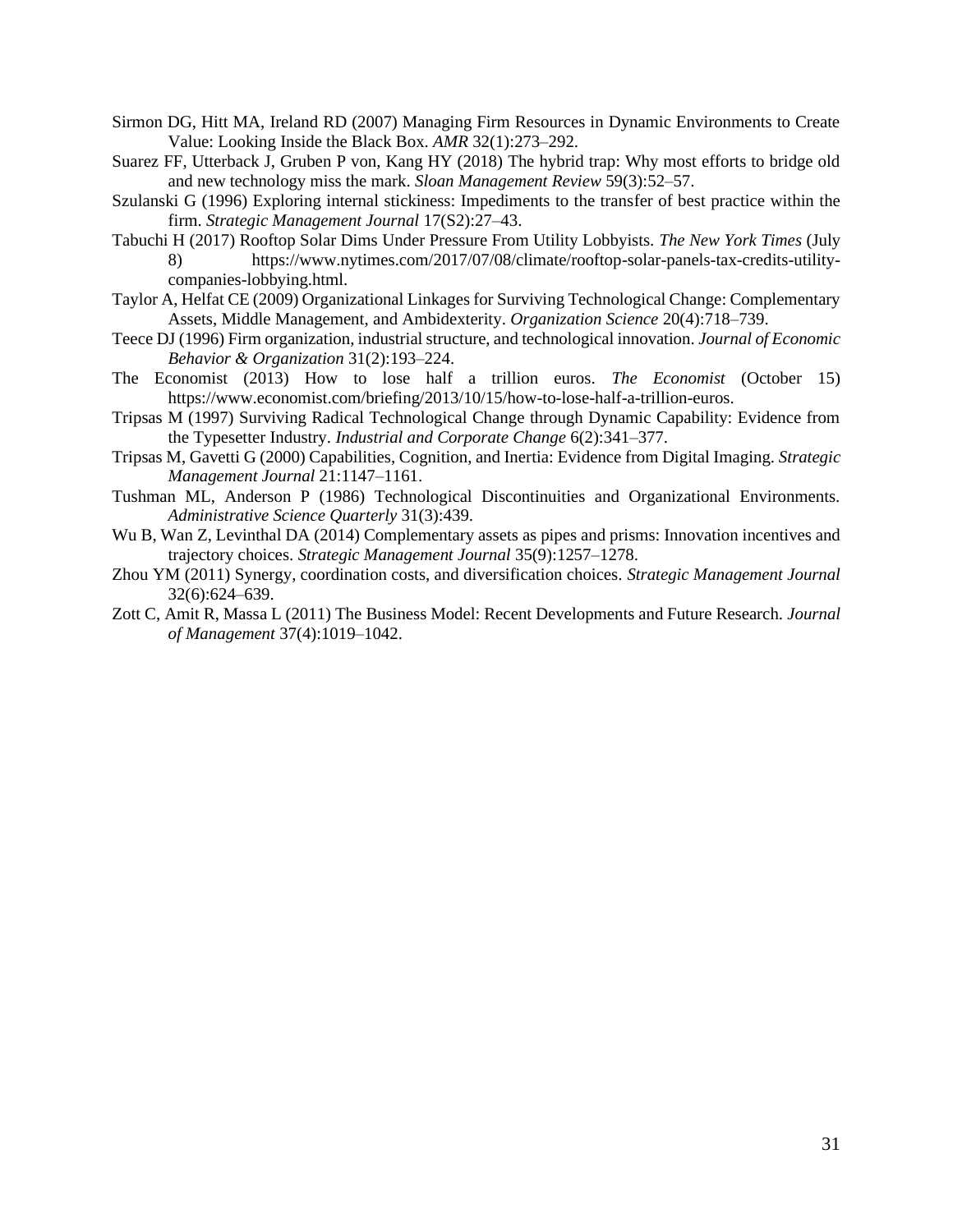Sirmon DG, Hitt MA, Ireland RD (2007) Managing Firm Resources in Dynamic Environments to Create Value: Looking Inside the Black Box. *AMR* 32(1):273–292.

Suarez FF, Utterback J, Gruben P von, Kang HY (2018) The hybrid trap: Why most efforts to bridge old and new technology miss the mark. *Sloan Management Review* 59(3):52–57.

Szulanski G (1996) Exploring internal stickiness: Impediments to the transfer of best practice within the firm. *Strategic Management Journal* 17(S2):27–43.

Tabuchi H (2017) Rooftop Solar Dims Under Pressure From Utility Lobbyists. *The New York Times* (July 8) https://www.nytimes.com/2017/07/08/climate/rooftop-solar-panels-tax-credits-utility-companies-lobbying.html.

Taylor A, Helfat CE (2009) Organizational Linkages for Surviving Technological Change: Complementary Assets, Middle Management, and Ambidexterity. *Organization Science* 20(4):718–739.

Teece DJ (1996) Firm organization, industrial structure, and technological innovation. *Journal of Economic Behavior & Organization* 31(2):193–224.

The Economist (2013) How to lose half a trillion euros. *The Economist* (October 15) https://www.economist.com/briefing/2013/10/15/how-to-lose-half-a-trillion-euros.

Tripsas M (1997) Surviving Radical Technological Change through Dynamic Capability: Evidence from the Typesetter Industry. *Industrial and Corporate Change* 6(2):341–377.

Tripsas M, Gavetti G (2000) Capabilities, Cognition, and Inertia: Evidence from Digital Imaging. *Strategic Management Journal* 21:1147–1161.

Tushman ML, Anderson P (1986) Technological Discontinuities and Organizational Environments. *Administrative Science Quarterly* 31(3):439.

Wu B, Wan Z, Levinthal DA (2014) Complementary assets as pipes and prisms: Innovation incentives and trajectory choices. *Strategic Management Journal* 35(9):1257–1278.

Zhou YM (2011) Synergy, coordination costs, and diversification choices. *Strategic Management Journal* 32(6):624–639.

Zott C, Amit R, Massa L (2011) The Business Model: Recent Developments and Future Research. *Journal of Management* 37(4):1019–1042.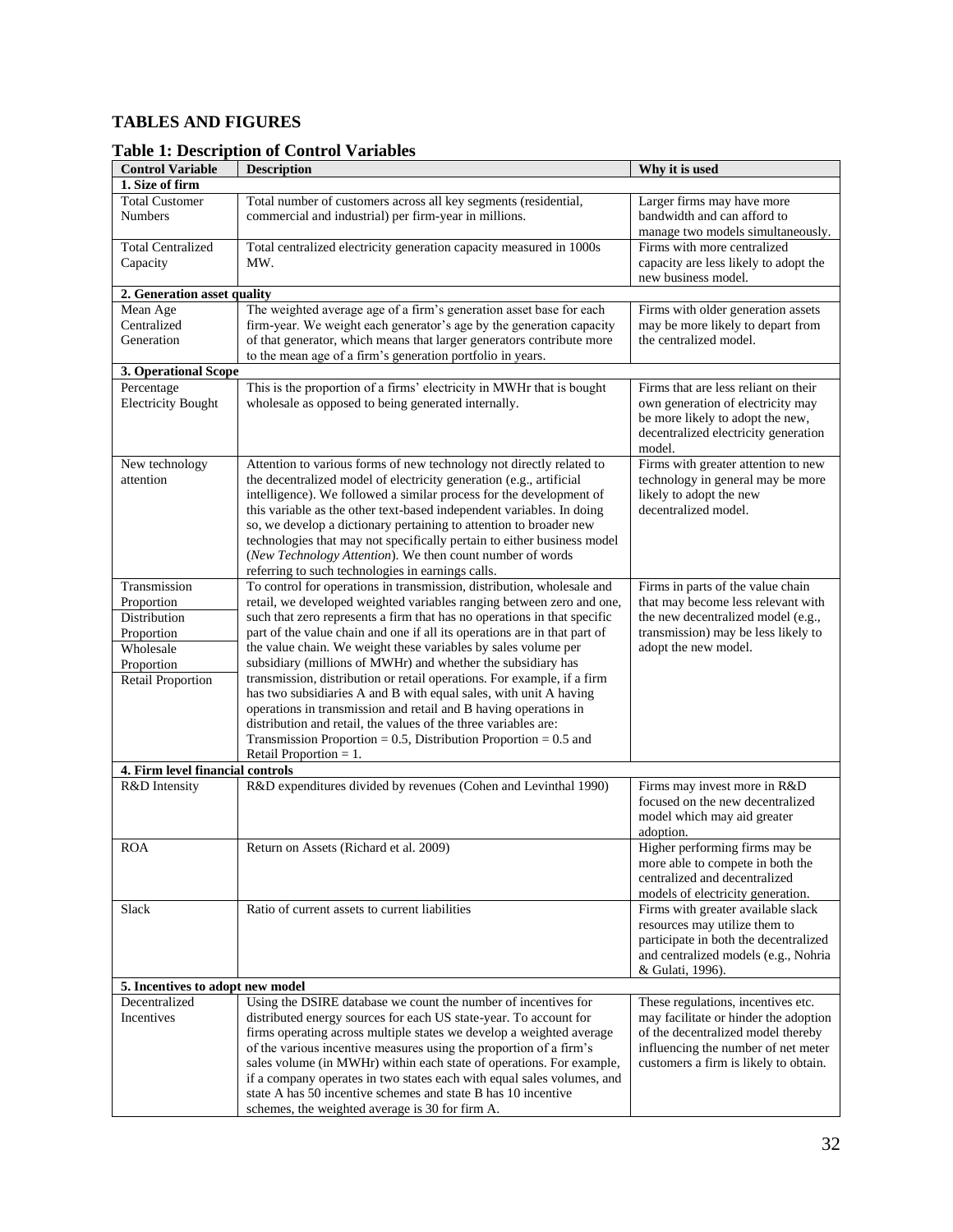## TABLES AND FIGURES

### Table 1: Description of Control Variables

| Control Variable | Description | Why it is used |
|---|---|---|
| **1. Size of firm** | | |
| Total Customer Numbers | Total number of customers across all key segments (residential, commercial and industrial) per firm-year in millions. | Larger firms may have more bandwidth and can afford to manage two models simultaneously. |
| Total Centralized Capacity | Total centralized electricity generation capacity measured in 1000s MW. | Firms with more centralized capacity are less likely to adopt the new business model. |
| **2. Generation asset quality** | | |
| Mean Age Centralized Generation | The weighted average age of a firm's generation asset base for each firm-year. We weight each generator's age by the generation capacity of that generator, which means that larger generators contribute more to the mean age of a firm's generation portfolio in years. | Firms with older generation assets may be more likely to depart from the centralized model. |
| **3. Operational Scope** | | |
| Percentage Electricity Bought | This is the proportion of a firms' electricity in MWHr that is bought wholesale as opposed to being generated internally. | Firms that are less reliant on their own generation of electricity may be more likely to adopt the new, decentralized electricity generation model. |
| New technology attention | Attention to various forms of new technology not directly related to the decentralized model of electricity generation (e.g., artificial intelligence). We followed a similar process for the development of this variable as the other text-based independent variables. In doing so, we develop a dictionary pertaining to attention to broader new technologies that may not specifically pertain to either business model (*New Technology Attention*). We then count number of words referring to such technologies in earnings calls. | Firms with greater attention to new technology in general may be more likely to adopt the new decentralized model. |
| Transmission Proportion<br>Distribution Proportion<br>Wholesale Proportion<br>Retail Proportion | To control for operations in transmission, distribution, wholesale and retail, we developed weighted variables ranging between zero and one, such that zero represents a firm that has no operations in that specific part of the value chain and one if all its operations are in that part of the value chain. We weight these variables by sales volume per subsidiary (millions of MWHr) and whether the subsidiary has transmission, distribution or retail operations. For example, if a firm has two subsidiaries A and B with equal sales, with unit A having operations in transmission and retail and B having operations in distribution and retail, the values of the three variables are: Transmission Proportion = 0.5, Distribution Proportion = 0.5 and Retail Proportion = 1. | Firms in parts of the value chain that may become less relevant with the new decentralized model (e.g., transmission) may be less likely to adopt the new model. |
| **4. Firm level financial controls** | | |
| R&D Intensity | R&D expenditures divided by revenues (Cohen and Levinthal 1990) | Firms may invest more in R&D focused on the new decentralized model which may aid greater adoption. |
| ROA | Return on Assets (Richard et al. 2009) | Higher performing firms may be more able to compete in both the centralized and decentralized models of electricity generation. |
| Slack | Ratio of current assets to current liabilities | Firms with greater available slack resources may utilize them to participate in both the decentralized and centralized models (e.g., Nohria & Gulati, 1996). |
| **5. Incentives to adopt new model** | | |
| Decentralized Incentives | Using the DSIRE database we count the number of incentives for distributed energy sources for each US state-year. To account for firms operating across multiple states we develop a weighted average of the various incentive measures using the proportion of a firm's sales volume (in MWHr) within each state of operations. For example, if a company operates in two states each with equal sales volumes, and state A has 50 incentive schemes and state B has 10 incentive schemes, the weighted average is 30 for firm A. | These regulations, incentives etc. may facilitate or hinder the adoption of the decentralized model thereby influencing the number of net meter customers a firm is likely to obtain. |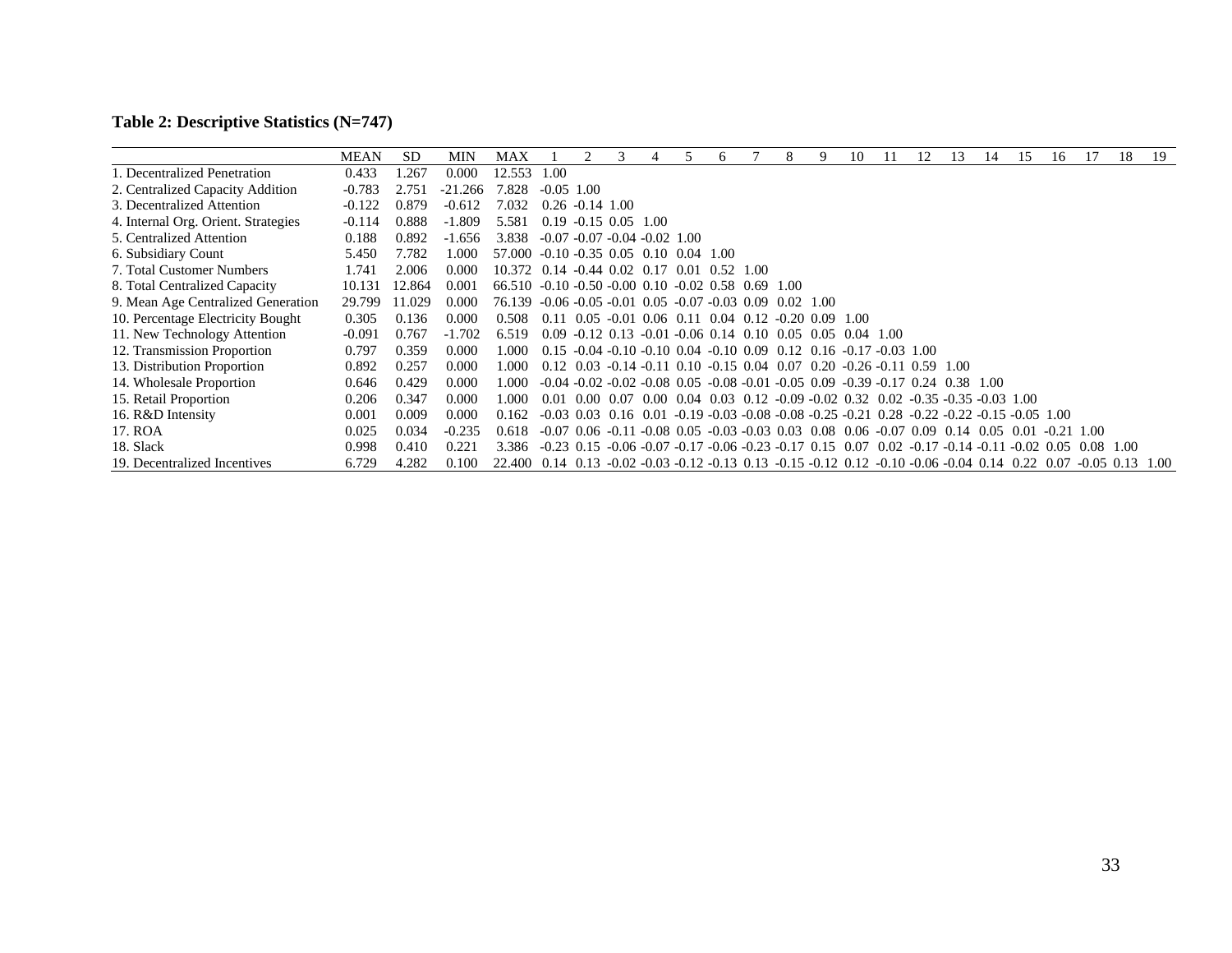**Table 2: Descriptive Statistics (N=747)**

| | MEAN | SD | MIN | MAX | 1 | 2 | 3 | 4 | 5 | 6 | 7 | 8 | 9 | 10 | 11 | 12 | 13 | 14 | 15 | 16 | 17 | 18 | 19 |
|---|---|---|---|---|---|---|---|---|---|---|---|---|---|---|---|---|---|---|---|---|---|---|---|
| 1. Decentralized Penetration | 0.433 | 1.267 | 0.000 | 12.553 | 1.00 | | | | | | | | | | | | | | | | | | |
| 2. Centralized Capacity Addition | -0.783 | 2.751 | -21.266 | 7.828 | -0.05 | 1.00 | | | | | | | | | | | | | | | | | |
| 3. Decentralized Attention | -0.122 | 0.879 | -0.612 | 7.032 | 0.26 | -0.14 | 1.00 | | | | | | | | | | | | | | | | |
| 4. Internal Org. Orient. Strategies | -0.114 | 0.888 | -1.809 | 5.581 | 0.19 | -0.15 | 0.05 | 1.00 | | | | | | | | | | | | | | | |
| 5. Centralized Attention | 0.188 | 0.892 | -1.656 | 3.838 | -0.07 | -0.07 | -0.04 | -0.02 | 1.00 | | | | | | | | | | | | | | |
| 6. Subsidiary Count | 5.450 | 7.782 | 1.000 | 57.000 | -0.10 | -0.35 | 0.05 | 0.10 | 0.04 | 1.00 | | | | | | | | | | | | | |
| 7. Total Customer Numbers | 1.741 | 2.006 | 0.000 | 10.372 | 0.14 | -0.44 | 0.02 | 0.17 | 0.01 | 0.52 | 1.00 | | | | | | | | | | | | |
| 8. Total Centralized Capacity | 10.131 | 12.864 | 0.001 | 66.510 | -0.10 | -0.50 | -0.00 | 0.10 | -0.02 | 0.58 | 0.69 | 1.00 | | | | | | | | | | | |
| 9. Mean Age Centralized Generation | 29.799 | 11.029 | 0.000 | 76.139 | -0.06 | -0.05 | -0.01 | 0.05 | -0.07 | -0.03 | 0.09 | 0.02 | 1.00 | | | | | | | | | | |
| 10. Percentage Electricity Bought | 0.305 | 0.136 | 0.000 | 0.508 | 0.11 | 0.05 | -0.01 | 0.06 | 0.11 | 0.04 | 0.12 | -0.20 | 0.09 | 1.00 | | | | | | | | | |
| 11. New Technology Attention | -0.091 | 0.767 | -1.702 | 6.519 | 0.09 | -0.12 | 0.13 | -0.01 | -0.06 | 0.14 | 0.10 | 0.05 | 0.05 | 0.04 | 1.00 | | | | | | | | |
| 12. Transmission Proportion | 0.797 | 0.359 | 0.000 | 1.000 | 0.15 | -0.04 | -0.10 | -0.10 | 0.04 | -0.10 | 0.09 | 0.12 | 0.16 | -0.17 | -0.03 | 1.00 | | | | | | | |
| 13. Distribution Proportion | 0.892 | 0.257 | 0.000 | 1.000 | 0.12 | 0.03 | -0.14 | -0.11 | 0.10 | -0.15 | 0.04 | 0.07 | 0.20 | -0.26 | -0.11 | 0.59 | 1.00 | | | | | | |
| 14. Wholesale Proportion | 0.646 | 0.429 | 0.000 | 1.000 | -0.04 | -0.02 | -0.02 | -0.08 | 0.05 | -0.08 | -0.01 | -0.05 | 0.09 | -0.39 | -0.17 | 0.24 | 0.38 | 1.00 | | | | | |
| 15. Retail Proportion | 0.206 | 0.347 | 0.000 | 1.000 | 0.01 | 0.00 | 0.07 | 0.00 | 0.04 | 0.03 | 0.12 | -0.09 | -0.02 | 0.32 | 0.02 | -0.35 | -0.35 | -0.03 | 1.00 | | | | |
| 16. R&D Intensity | 0.001 | 0.009 | 0.000 | 0.162 | -0.03 | 0.03 | 0.16 | 0.01 | -0.19 | -0.03 | -0.08 | -0.08 | -0.25 | -0.21 | 0.28 | -0.22 | -0.22 | -0.15 | -0.05 | 1.00 | | | |
| 17. ROA | 0.025 | 0.034 | -0.235 | 0.618 | -0.07 | 0.06 | -0.11 | -0.08 | 0.05 | -0.03 | -0.03 | 0.03 | 0.08 | 0.06 | -0.07 | 0.09 | 0.14 | 0.05 | 0.01 | -0.21 | 1.00 | | |
| 18. Slack | 0.998 | 0.410 | 0.221 | 3.386 | -0.23 | 0.15 | -0.06 | -0.07 | -0.17 | -0.06 | -0.23 | -0.17 | 0.15 | 0.07 | 0.02 | -0.17 | -0.14 | -0.11 | -0.02 | 0.05 | 0.08 | 1.00 | |
| 19. Decentralized Incentives | 6.729 | 4.282 | 0.100 | 22.400 | 0.14 | 0.13 | -0.02 | -0.03 | -0.12 | -0.13 | 0.13 | -0.15 | -0.12 | 0.12 | -0.10 | -0.06 | -0.04 | 0.14 | 0.22 | 0.07 | -0.05 | 0.13 | 1.00 |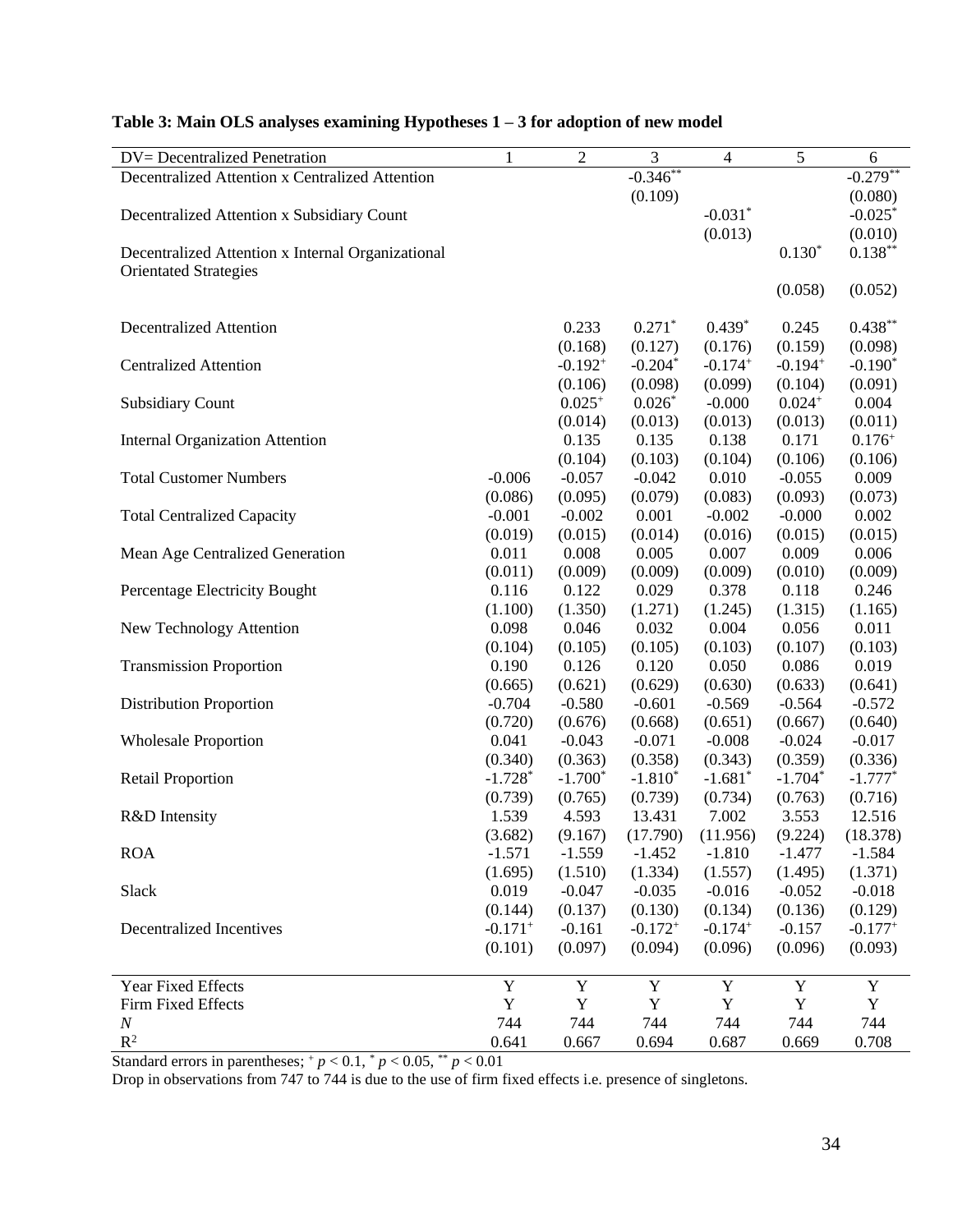**Table 3: Main OLS analyses examining Hypotheses 1 – 3 for adoption of new model**

| DV= Decentralized Penetration | 1 | 2 | 3 | 4 | 5 | 6 |
|---|---|---|---|---|---|---|
| Decentralized Attention x Centralized Attention | | | $-0.346^{**}$ | | | $-0.279^{**}$ |
| | | | (0.109) | | | (0.080) |
| Decentralized Attention x Subsidiary Count | | | | $-0.031^{*}$ | | $-0.025^{*}$ |
| | | | | (0.013) | | (0.010) |
| Decentralized Attention x Internal Organizational Orientated Strategies | | | | | $0.130^{*}$ | $0.138^{**}$ |
| | | | | | (0.058) | (0.052) |
| Decentralized Attention | | 0.233 | $0.271^{*}$ | $0.439^{*}$ | 0.245 | $0.438^{**}$ |
| | | (0.168) | (0.127) | (0.176) | (0.159) | (0.098) |
| Centralized Attention | | $-0.192^{+}$ | $-0.204^{*}$ | $-0.174^{+}$ | $-0.194^{+}$ | $-0.190^{*}$ |
| | | (0.106) | (0.098) | (0.099) | (0.104) | (0.091) |
| Subsidiary Count | | $0.025^{+}$ | $0.026^{*}$ | -0.000 | $0.024^{+}$ | 0.004 |
| | | (0.014) | (0.013) | (0.013) | (0.013) | (0.011) |
| Internal Organization Attention | | 0.135 | 0.135 | 0.138 | 0.171 | $0.176^{+}$ |
| | | (0.104) | (0.103) | (0.104) | (0.106) | (0.106) |
| Total Customer Numbers | -0.006 | -0.057 | -0.042 | 0.010 | -0.055 | 0.009 |
| | (0.086) | (0.095) | (0.079) | (0.083) | (0.093) | (0.073) |
| Total Centralized Capacity | -0.001 | -0.002 | 0.001 | -0.002 | -0.000 | 0.002 |
| | (0.019) | (0.015) | (0.014) | (0.016) | (0.015) | (0.015) |
| Mean Age Centralized Generation | 0.011 | 0.008 | 0.005 | 0.007 | 0.009 | 0.006 |
| | (0.011) | (0.009) | (0.009) | (0.009) | (0.010) | (0.009) |
| Percentage Electricity Bought | 0.116 | 0.122 | 0.029 | 0.378 | 0.118 | 0.246 |
| | (1.100) | (1.350) | (1.271) | (1.245) | (1.315) | (1.165) |
| New Technology Attention | 0.098 | 0.046 | 0.032 | 0.004 | 0.056 | 0.011 |
| | (0.104) | (0.105) | (0.105) | (0.103) | (0.107) | (0.103) |
| Transmission Proportion | 0.190 | 0.126 | 0.120 | 0.050 | 0.086 | 0.019 |
| | (0.665) | (0.621) | (0.629) | (0.630) | (0.633) | (0.641) |
| Distribution Proportion | -0.704 | -0.580 | -0.601 | -0.569 | -0.564 | -0.572 |
| | (0.720) | (0.676) | (0.668) | (0.651) | (0.667) | (0.640) |
| Wholesale Proportion | 0.041 | -0.043 | -0.071 | -0.008 | -0.024 | -0.017 |
| | (0.340) | (0.363) | (0.358) | (0.343) | (0.359) | (0.336) |
| Retail Proportion | $-1.728^{*}$ | $-1.700^{*}$ | $-1.810^{*}$ | $-1.681^{*}$ | $-1.704^{*}$ | $-1.777^{*}$ |
| | (0.739) | (0.765) | (0.739) | (0.734) | (0.763) | (0.716) |
| R&D Intensity | 1.539 | 4.593 | 13.431 | 7.002 | 3.553 | 12.516 |
| | (3.682) | (9.167) | (17.790) | (11.956) | (9.224) | (18.378) |
| ROA | -1.571 | -1.559 | -1.452 | -1.810 | -1.477 | -1.584 |
| | (1.695) | (1.510) | (1.334) | (1.557) | (1.495) | (1.371) |
| Slack | 0.019 | -0.047 | -0.035 | -0.016 | -0.052 | -0.018 |
| | (0.144) | (0.137) | (0.130) | (0.134) | (0.136) | (0.129) |
| Decentralized Incentives | $-0.171^{+}$ | -0.161 | $-0.172^{+}$ | $-0.174^{+}$ | -0.157 | $-0.177^{+}$ |
| | (0.101) | (0.097) | (0.094) | (0.096) | (0.096) | (0.093) |
| Year Fixed Effects | Y | Y | Y | Y | Y | Y |
| Firm Fixed Effects | Y | Y | Y | Y | Y | Y |
| *N* | 744 | 744 | 744 | 744 | 744 | 744 |
| $R^2$ | 0.641 | 0.667 | 0.694 | 0.687 | 0.669 | 0.708 |

Standard errors in parentheses; $^{+}$ $p < 0.1$, $^{*}$ $p < 0.05$, $^{**}$ $p < 0.01$

Drop in observations from 747 to 744 is due to the use of firm fixed effects i.e. presence of singletons.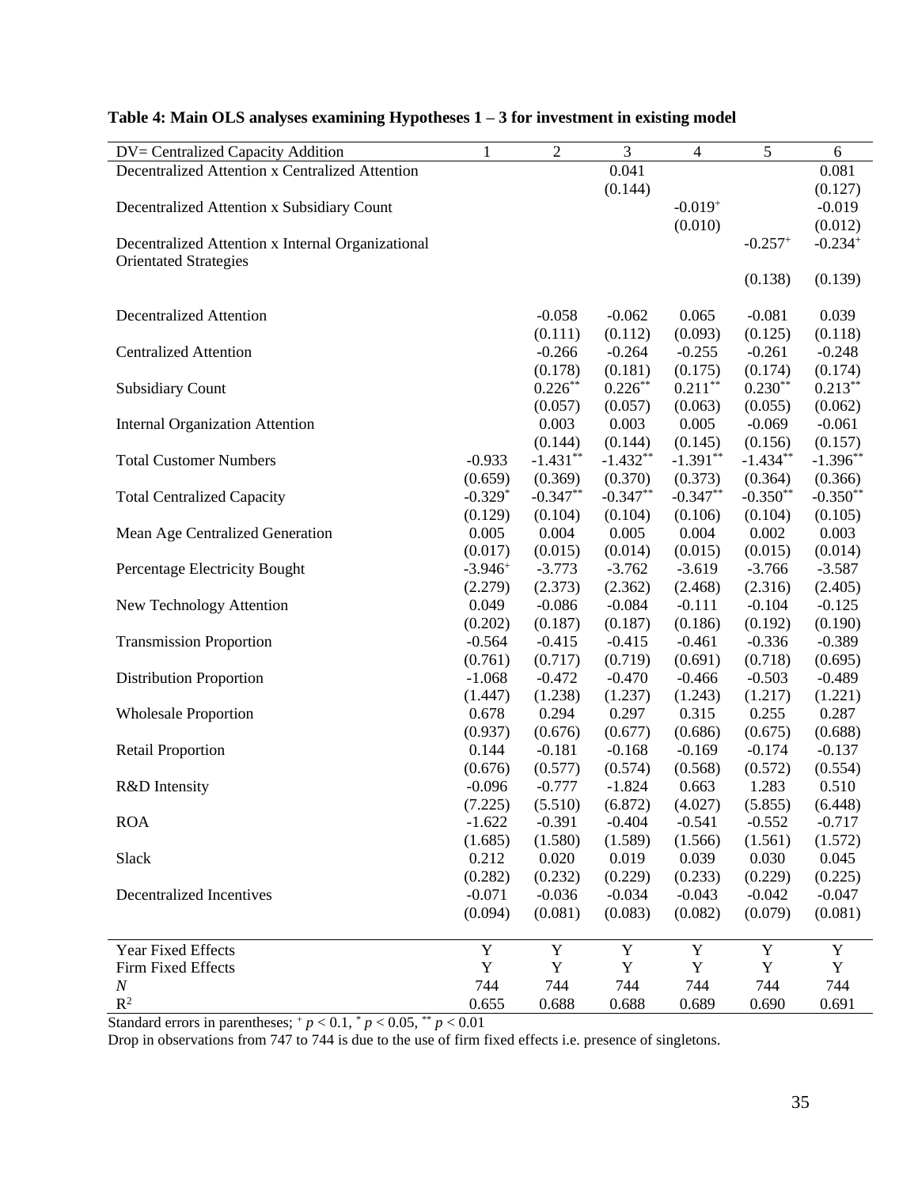**Table 4: Main OLS analyses examining Hypotheses 1 – 3 for investment in existing model**

| DV= Centralized Capacity Addition | 1 | 2 | 3 | 4 | 5 | 6 |
|---|---|---|---|---|---|---|
| Decentralized Attention x Centralized Attention | | | 0.041 | | | 0.081 |
| | | | (0.144) | | | (0.127) |
| Decentralized Attention x Subsidiary Count | | | | $-0.019^{+}$ | | -0.019 |
| | | | | (0.010) | | (0.012) |
| Decentralized Attention x Internal Organizational Orientated Strategies | | | | | $-0.257^{+}$ | $-0.234^{+}$ |
| | | | | | (0.138) | (0.139) |
| Decentralized Attention | | -0.058 | -0.062 | 0.065 | -0.081 | 0.039 |
| | | (0.111) | (0.112) | (0.093) | (0.125) | (0.118) |
| Centralized Attention | | -0.266 | -0.264 | -0.255 | -0.261 | -0.248 |
| | | (0.178) | (0.181) | (0.175) | (0.174) | (0.174) |
| Subsidiary Count | | $0.226^{**}$ | $0.226^{**}$ | $0.211^{**}$ | $0.230^{**}$ | $0.213^{**}$ |
| | | (0.057) | (0.057) | (0.063) | (0.055) | (0.062) |
| Internal Organization Attention | | 0.003 | 0.003 | 0.005 | -0.069 | -0.061 |
| | | (0.144) | (0.144) | (0.145) | (0.156) | (0.157) |
| Total Customer Numbers | -0.933 | $-1.431^{**}$ | $-1.432^{**}$ | $-1.391^{**}$ | $-1.434^{**}$ | $-1.396^{**}$ |
| | (0.659) | (0.369) | (0.370) | (0.373) | (0.364) | (0.366) |
| Total Centralized Capacity | $-0.329^{*}$ | $-0.347^{**}$ | $-0.347^{**}$ | $-0.347^{**}$ | $-0.350^{**}$ | $-0.350^{**}$ |
| | (0.129) | (0.104) | (0.104) | (0.106) | (0.104) | (0.105) |
| Mean Age Centralized Generation | 0.005 | 0.004 | 0.005 | 0.004 | 0.002 | 0.003 |
| | (0.017) | (0.015) | (0.014) | (0.015) | (0.015) | (0.014) |
| Percentage Electricity Bought | $-3.946^{+}$ | -3.773 | -3.762 | -3.619 | -3.766 | -3.587 |
| | (2.279) | (2.373) | (2.362) | (2.468) | (2.316) | (2.405) |
| New Technology Attention | 0.049 | -0.086 | -0.084 | -0.111 | -0.104 | -0.125 |
| | (0.202) | (0.187) | (0.187) | (0.186) | (0.192) | (0.190) |
| Transmission Proportion | -0.564 | -0.415 | -0.415 | -0.461 | -0.336 | -0.389 |
| | (0.761) | (0.717) | (0.719) | (0.691) | (0.718) | (0.695) |
| Distribution Proportion | -1.068 | -0.472 | -0.470 | -0.466 | -0.503 | -0.489 |
| | (1.447) | (1.238) | (1.237) | (1.243) | (1.217) | (1.221) |
| Wholesale Proportion | 0.678 | 0.294 | 0.297 | 0.315 | 0.255 | 0.287 |
| | (0.937) | (0.676) | (0.677) | (0.686) | (0.675) | (0.688) |
| Retail Proportion | 0.144 | -0.181 | -0.168 | -0.169 | -0.174 | -0.137 |
| | (0.676) | (0.577) | (0.574) | (0.568) | (0.572) | (0.554) |
| R&D Intensity | -0.096 | -0.777 | -1.824 | 0.663 | 1.283 | 0.510 |
| | (7.225) | (5.510) | (6.872) | (4.027) | (5.855) | (6.448) |
| ROA | -1.622 | -0.391 | -0.404 | -0.541 | -0.552 | -0.717 |
| | (1.685) | (1.580) | (1.589) | (1.566) | (1.561) | (1.572) |
| Slack | 0.212 | 0.020 | 0.019 | 0.039 | 0.030 | 0.045 |
| | (0.282) | (0.232) | (0.229) | (0.233) | (0.229) | (0.225) |
| Decentralized Incentives | -0.071 | -0.036 | -0.034 | -0.043 | -0.042 | -0.047 |
| | (0.094) | (0.081) | (0.083) | (0.082) | (0.079) | (0.081) |
| Year Fixed Effects | Y | Y | Y | Y | Y | Y |
| Firm Fixed Effects | Y | Y | Y | Y | Y | Y |
| $N$ | 744 | 744 | 744 | 744 | 744 | 744 |
| $R^2$ | 0.655 | 0.688 | 0.688 | 0.689 | 0.690 | 0.691 |

Standard errors in parentheses; $^{+}$ $p < 0.1$, $^{*}$ $p < 0.05$, $^{**}$ $p < 0.01$

Drop in observations from 747 to 744 is due to the use of firm fixed effects i.e. presence of singletons.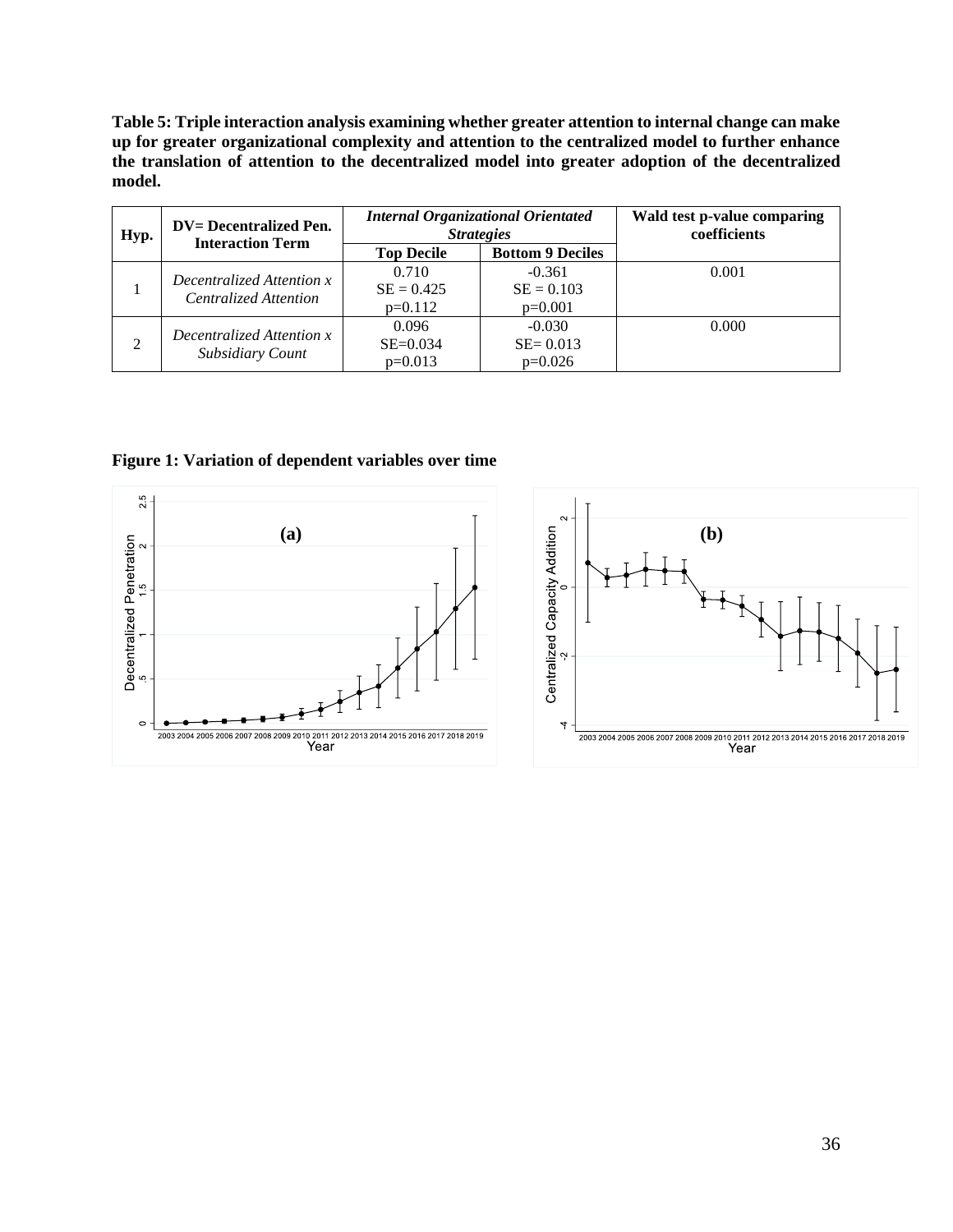**Table 5: Triple interaction analysis examining whether greater attention to internal change can make up for greater organizational complexity and attention to the centralized model to further enhance the translation of attention to the decentralized model into greater adoption of the decentralized model.**

| Hyp. | DV= Decentralized Pen. Interaction Term | *Internal Organizational Orientated Strategies* | | Wald test p-value comparing coefficients |
|---|---|---|---|---|
| | | Top Decile | Bottom 9 Deciles | |
| 1 | *Decentralized Attention x Centralized Attention* | 0.710<br>SE = 0.425<br>p=0.112 | -0.361<br>SE = 0.103<br>p=0.001 | 0.001 |
| 2 | *Decentralized Attention x Subsidiary Count* | 0.096<br>SE=0.034<br>p=0.013 | -0.030<br>SE= 0.013<br>p=0.026 | 0.000 |

**Figure 1: Variation of dependent variables over time**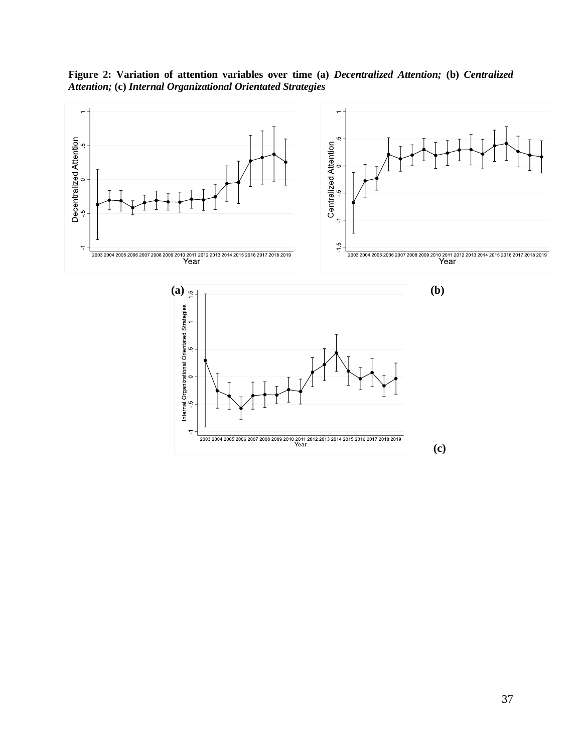**Figure 2: Variation of attention variables over time (a) *Decentralized Attention;* (b) *Centralized Attention;* (c) *Internal Organizational Orientated Strategies***

(a) (b)

(c)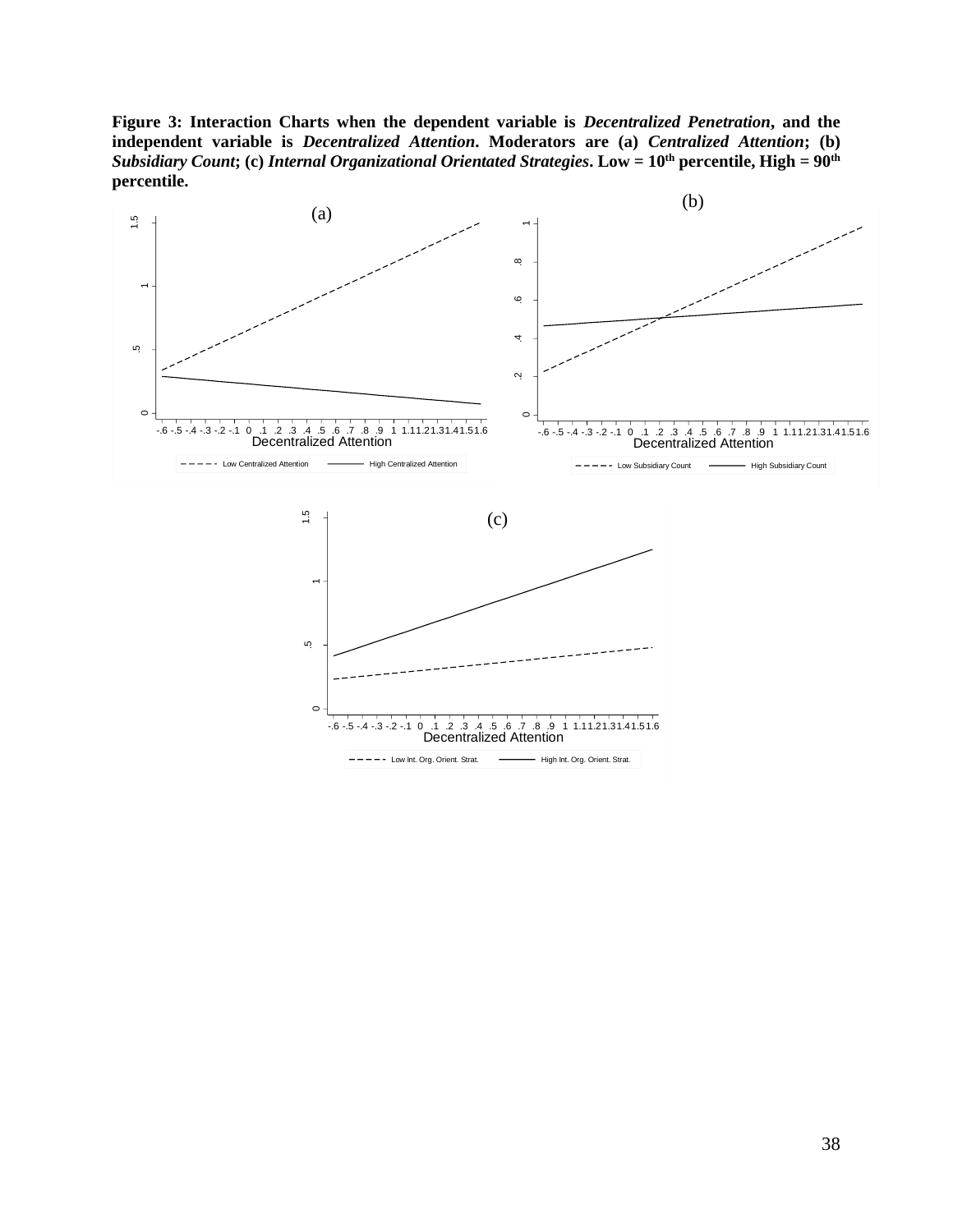**Figure 3: Interaction Charts when the dependent variable is *Decentralized Penetration*, and the independent variable is *Decentralized Attention*. Moderators are (a) *Centralized Attention*; (b) *Subsidiary Count*; (c) *Internal Organizational Orientated Strategies*. Low = 10th percentile, High = 90th percentile.**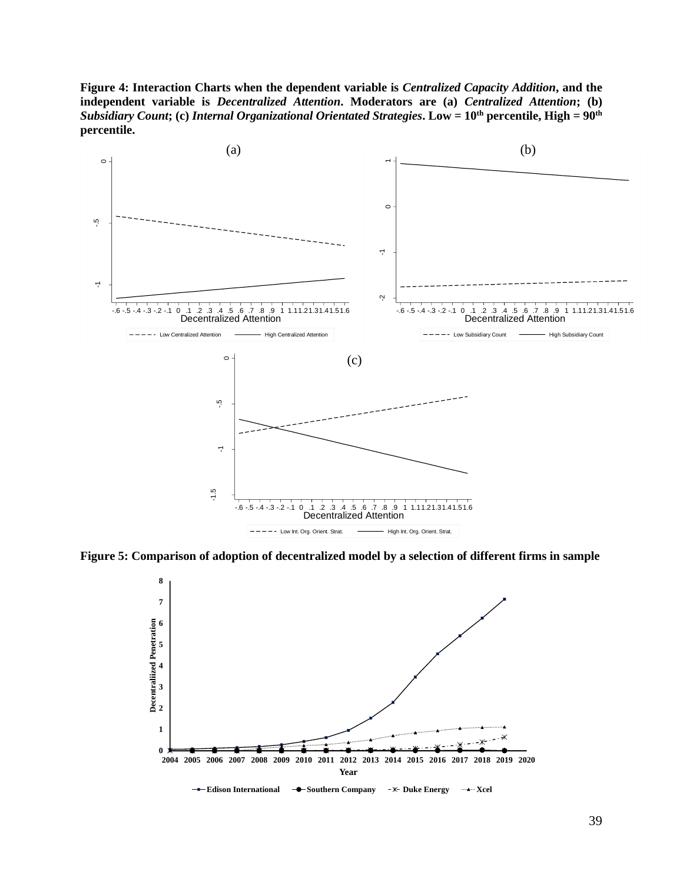**Figure 4: Interaction Charts when the dependent variable is *Centralized Capacity Addition*, and the independent variable is *Decentralized Attention*. Moderators are (a) *Centralized Attention*; (b) *Subsidiary Count*; (c) *Internal Organizational Orientated Strategies*. Low = 10th percentile, High = 90th percentile.**

(a)

0
-.5
-1

-.6 -.5 -.4 -.3 -.2 -.1 0 .1 .2 .3 .4 .5 .6 .7 .8 .9 1 1.11.21.31.41.51.6

Decentralized Attention

Low Centralized Attention    High Centralized Attention

(b)

1
0
-1
-2

-.6 -.5 -.4 -.3 -.2 -.1 0 .1 .2 .3 .4 .5 .6 .7 .8 .9 1 1.11.21.31.41.51.6

Decentralized Attention

Low Subsidiary Count    High Subsidiary Count

(c)

0
-.5
-1
-1.5

-.6 -.5 -.4 -.3 -.2 -.1 0 .1 .2 .3 .4 .5 .6 .7 .8 .9 1 1.11.21.31.41.51.6

Decentralized Attention

Low Int. Org. Orient. Strat.    High Int. Org. Orient. Strat.

**Figure 5: Comparison of adoption of decentralized model by a selection of different firms in sample**

Decentralized Penetration

8
7
6
5
4
3
2
1
0

2004 2005 2006 2007 2008 2009 2010 2011 2012 2013 2014 2015 2016 2017 2018 2019 2020

Year

Edison International    Southern Company    Duke Energy    Xcel